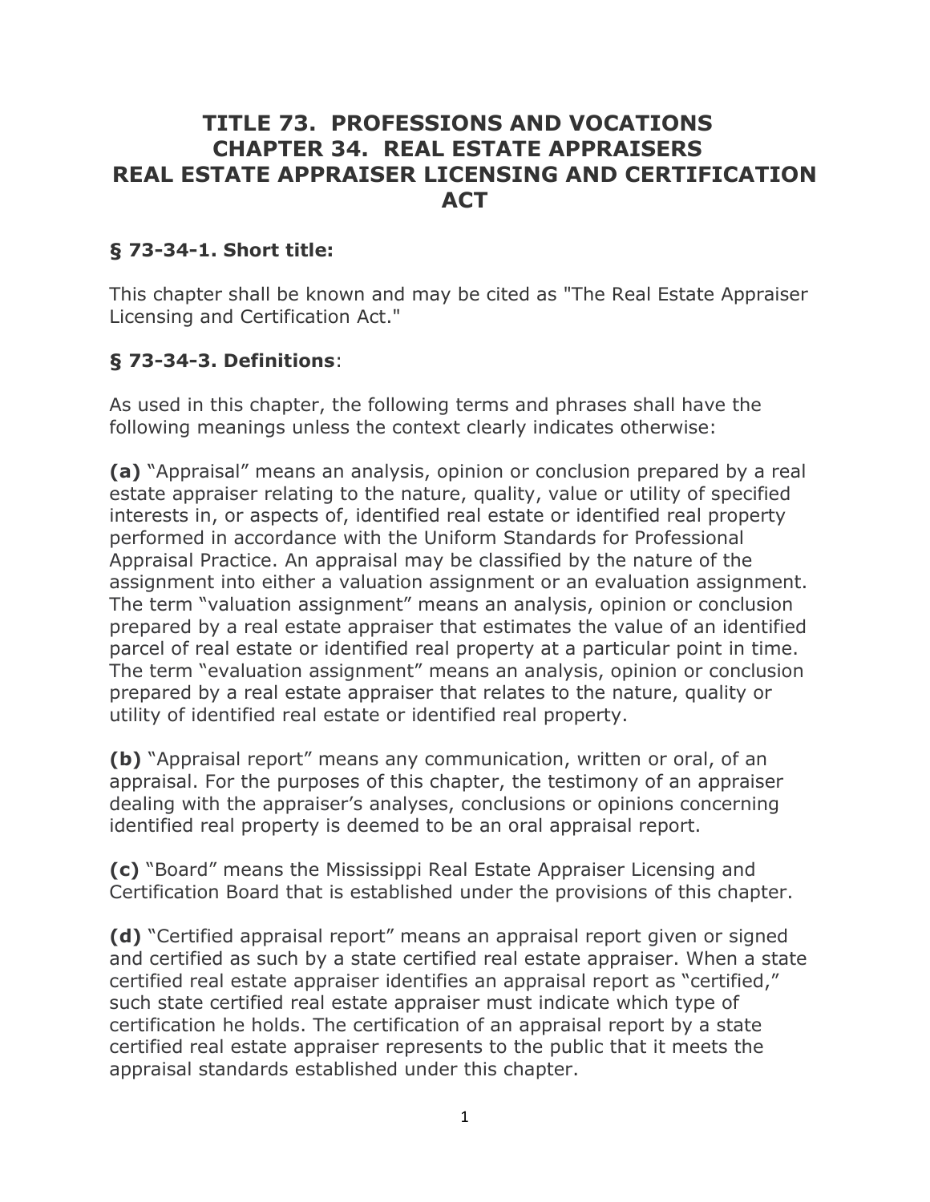# TITLE 73. PROFESSIONS AND VOCATIONS
# CHAPTER 34. REAL ESTATE APPRAISERS
# REAL ESTATE APPRAISER LICENSING AND CERTIFICATION ACT

## § 73-34-1. Short title:

This chapter shall be known and may be cited as "The Real Estate Appraiser Licensing and Certification Act."

## § 73-34-3. Definitions:

As used in this chapter, the following terms and phrases shall have the following meanings unless the context clearly indicates otherwise:

**(a)** "Appraisal" means an analysis, opinion or conclusion prepared by a real estate appraiser relating to the nature, quality, value or utility of specified interests in, or aspects of, identified real estate or identified real property performed in accordance with the Uniform Standards for Professional Appraisal Practice. An appraisal may be classified by the nature of the assignment into either a valuation assignment or an evaluation assignment. The term "valuation assignment" means an analysis, opinion or conclusion prepared by a real estate appraiser that estimates the value of an identified parcel of real estate or identified real property at a particular point in time. The term "evaluation assignment" means an analysis, opinion or conclusion prepared by a real estate appraiser that relates to the nature, quality or utility of identified real estate or identified real property.

**(b)** "Appraisal report" means any communication, written or oral, of an appraisal. For the purposes of this chapter, the testimony of an appraiser dealing with the appraiser's analyses, conclusions or opinions concerning identified real property is deemed to be an oral appraisal report.

**(c)** "Board" means the Mississippi Real Estate Appraiser Licensing and Certification Board that is established under the provisions of this chapter.

**(d)** "Certified appraisal report" means an appraisal report given or signed and certified as such by a state certified real estate appraiser. When a state certified real estate appraiser identifies an appraisal report as "certified," such state certified real estate appraiser must indicate which type of certification he holds. The certification of an appraisal report by a state certified real estate appraiser represents to the public that it meets the appraisal standards established under this chapter.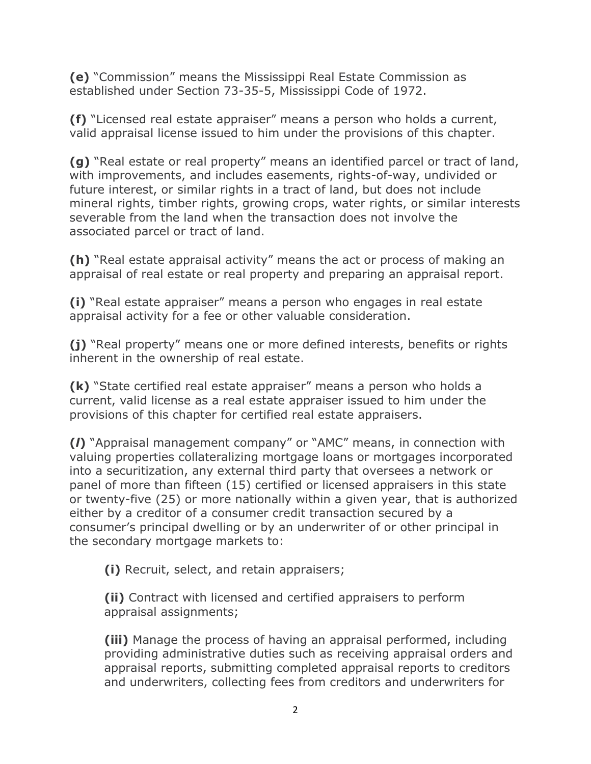**(e)** "Commission" means the Mississippi Real Estate Commission as established under Section 73-35-5, Mississippi Code of 1972.

**(f)** "Licensed real estate appraiser" means a person who holds a current, valid appraisal license issued to him under the provisions of this chapter.

**(g)** "Real estate or real property" means an identified parcel or tract of land, with improvements, and includes easements, rights-of-way, undivided or future interest, or similar rights in a tract of land, but does not include mineral rights, timber rights, growing crops, water rights, or similar interests severable from the land when the transaction does not involve the associated parcel or tract of land.

**(h)** "Real estate appraisal activity" means the act or process of making an appraisal of real estate or real property and preparing an appraisal report.

**(i)** "Real estate appraiser" means a person who engages in real estate appraisal activity for a fee or other valuable consideration.

**(j)** "Real property" means one or more defined interests, benefits or rights inherent in the ownership of real estate.

**(k)** "State certified real estate appraiser" means a person who holds a current, valid license as a real estate appraiser issued to him under the provisions of this chapter for certified real estate appraisers.

**(*l*)** "Appraisal management company" or "AMC" means, in connection with valuing properties collateralizing mortgage loans or mortgages incorporated into a securitization, any external third party that oversees a network or panel of more than fifteen (15) certified or licensed appraisers in this state or twenty-five (25) or more nationally within a given year, that is authorized either by a creditor of a consumer credit transaction secured by a consumer's principal dwelling or by an underwriter of or other principal in the secondary mortgage markets to:

> **(i)** Recruit, select, and retain appraisers;
>
> **(ii)** Contract with licensed and certified appraisers to perform appraisal assignments;
>
> **(iii)** Manage the process of having an appraisal performed, including providing administrative duties such as receiving appraisal orders and appraisal reports, submitting completed appraisal reports to creditors and underwriters, collecting fees from creditors and underwriters for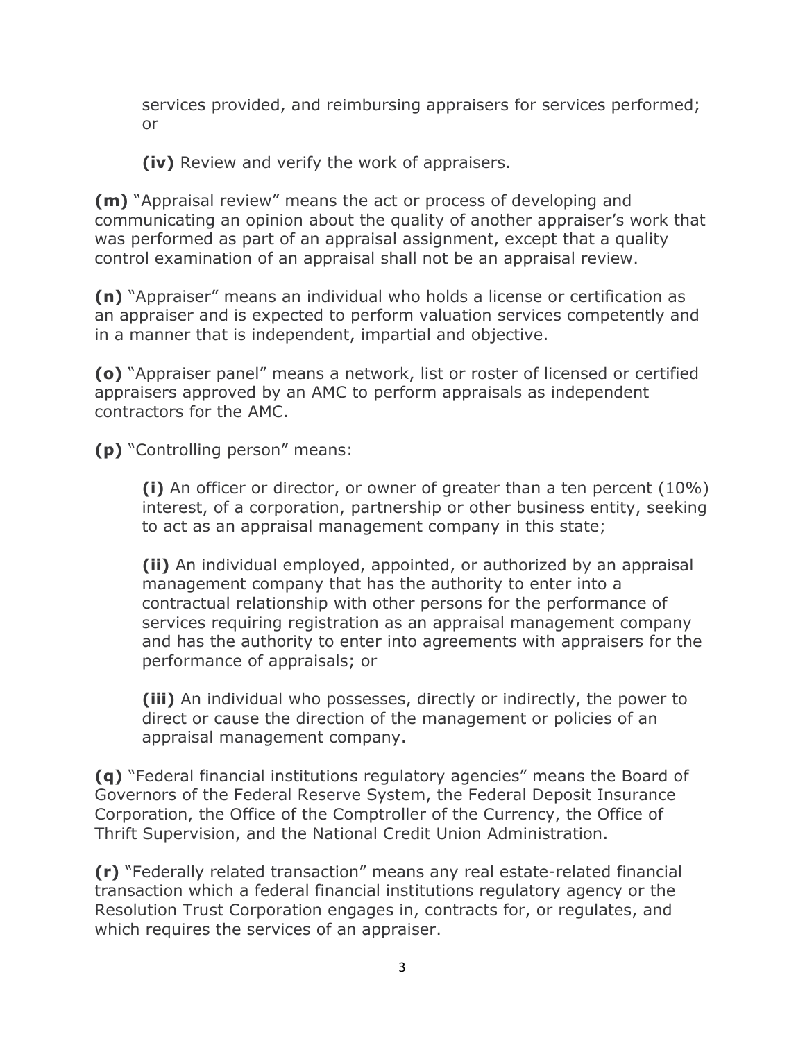services provided, and reimbursing appraisers for services performed; or

**(iv)** Review and verify the work of appraisers.

**(m)** "Appraisal review" means the act or process of developing and communicating an opinion about the quality of another appraiser's work that was performed as part of an appraisal assignment, except that a quality control examination of an appraisal shall not be an appraisal review.

**(n)** "Appraiser" means an individual who holds a license or certification as an appraiser and is expected to perform valuation services competently and in a manner that is independent, impartial and objective.

**(o)** "Appraiser panel" means a network, list or roster of licensed or certified appraisers approved by an AMC to perform appraisals as independent contractors for the AMC.

**(p)** "Controlling person" means:

**(i)** An officer or director, or owner of greater than a ten percent (10%) interest, of a corporation, partnership or other business entity, seeking to act as an appraisal management company in this state;

**(ii)** An individual employed, appointed, or authorized by an appraisal management company that has the authority to enter into a contractual relationship with other persons for the performance of services requiring registration as an appraisal management company and has the authority to enter into agreements with appraisers for the performance of appraisals; or

**(iii)** An individual who possesses, directly or indirectly, the power to direct or cause the direction of the management or policies of an appraisal management company.

**(q)** "Federal financial institutions regulatory agencies" means the Board of Governors of the Federal Reserve System, the Federal Deposit Insurance Corporation, the Office of the Comptroller of the Currency, the Office of Thrift Supervision, and the National Credit Union Administration.

**(r)** "Federally related transaction" means any real estate-related financial transaction which a federal financial institutions regulatory agency or the Resolution Trust Corporation engages in, contracts for, or regulates, and which requires the services of an appraiser.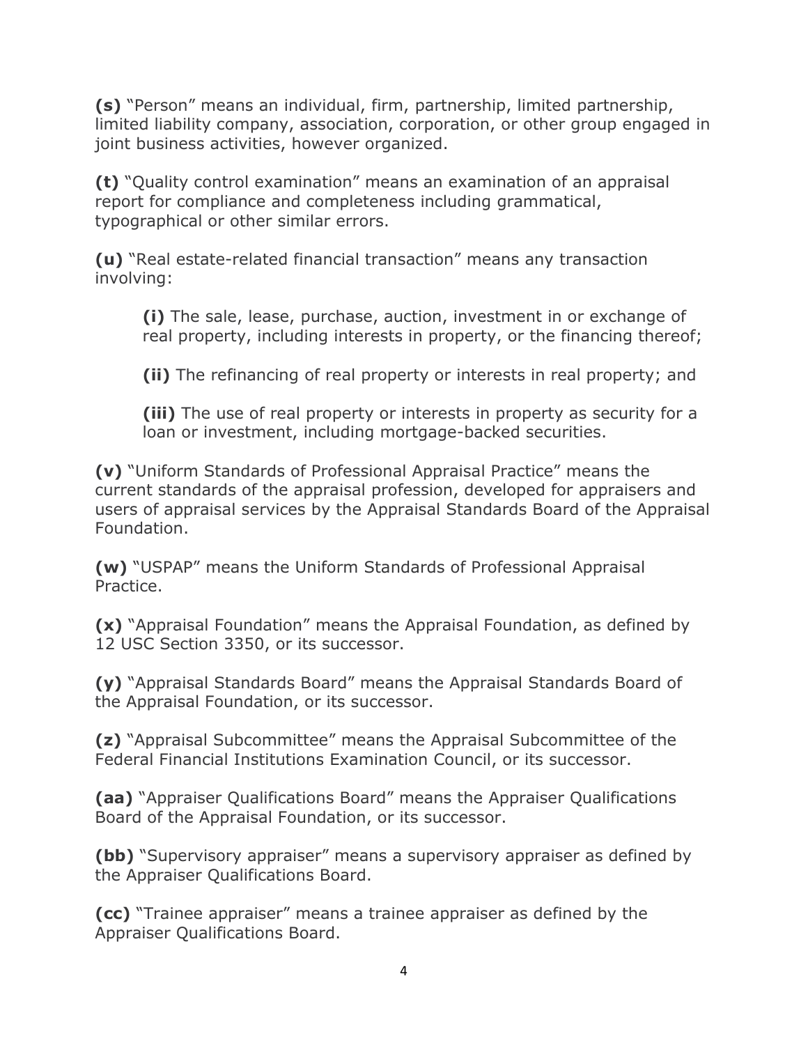**(s)** "Person" means an individual, firm, partnership, limited partnership, limited liability company, association, corporation, or other group engaged in joint business activities, however organized.

**(t)** "Quality control examination" means an examination of an appraisal report for compliance and completeness including grammatical, typographical or other similar errors.

**(u)** "Real estate-related financial transaction" means any transaction involving:

> **(i)** The sale, lease, purchase, auction, investment in or exchange of real property, including interests in property, or the financing thereof;
>
> **(ii)** The refinancing of real property or interests in real property; and
>
> **(iii)** The use of real property or interests in property as security for a loan or investment, including mortgage-backed securities.

**(v)** "Uniform Standards of Professional Appraisal Practice" means the current standards of the appraisal profession, developed for appraisers and users of appraisal services by the Appraisal Standards Board of the Appraisal Foundation.

**(w)** "USPAP" means the Uniform Standards of Professional Appraisal Practice.

**(x)** "Appraisal Foundation" means the Appraisal Foundation, as defined by 12 USC Section 3350, or its successor.

**(y)** "Appraisal Standards Board" means the Appraisal Standards Board of the Appraisal Foundation, or its successor.

**(z)** "Appraisal Subcommittee" means the Appraisal Subcommittee of the Federal Financial Institutions Examination Council, or its successor.

**(aa)** "Appraiser Qualifications Board" means the Appraiser Qualifications Board of the Appraisal Foundation, or its successor.

**(bb)** "Supervisory appraiser" means a supervisory appraiser as defined by the Appraiser Qualifications Board.

**(cc)** "Trainee appraiser" means a trainee appraiser as defined by the Appraiser Qualifications Board.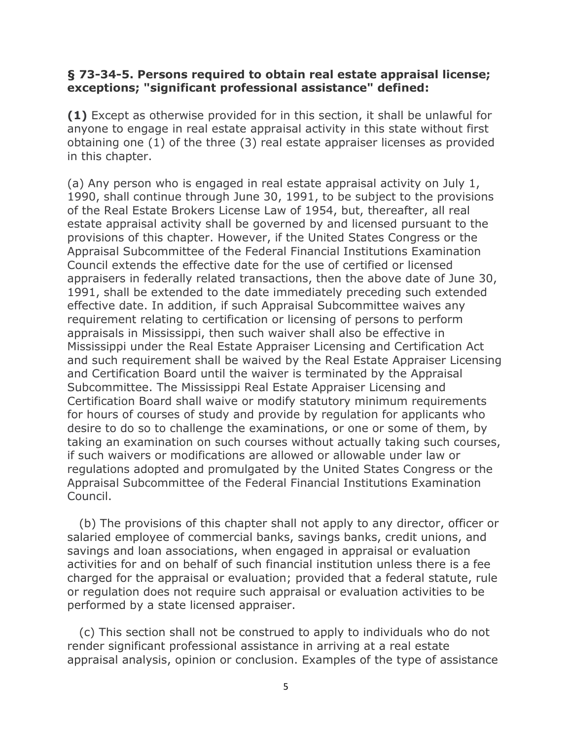**§ 73-34-5. Persons required to obtain real estate appraisal license; exceptions; "significant professional assistance" defined:**

**(1)** Except as otherwise provided for in this section, it shall be unlawful for anyone to engage in real estate appraisal activity in this state without first obtaining one (1) of the three (3) real estate appraiser licenses as provided in this chapter.

(a) Any person who is engaged in real estate appraisal activity on July 1, 1990, shall continue through June 30, 1991, to be subject to the provisions of the Real Estate Brokers License Law of 1954, but, thereafter, all real estate appraisal activity shall be governed by and licensed pursuant to the provisions of this chapter. However, if the United States Congress or the Appraisal Subcommittee of the Federal Financial Institutions Examination Council extends the effective date for the use of certified or licensed appraisers in federally related transactions, then the above date of June 30, 1991, shall be extended to the date immediately preceding such extended effective date. In addition, if such Appraisal Subcommittee waives any requirement relating to certification or licensing of persons to perform appraisals in Mississippi, then such waiver shall also be effective in Mississippi under the Real Estate Appraiser Licensing and Certification Act and such requirement shall be waived by the Real Estate Appraiser Licensing and Certification Board until the waiver is terminated by the Appraisal Subcommittee. The Mississippi Real Estate Appraiser Licensing and Certification Board shall waive or modify statutory minimum requirements for hours of courses of study and provide by regulation for applicants who desire to do so to challenge the examinations, or one or some of them, by taking an examination on such courses without actually taking such courses, if such waivers or modifications are allowed or allowable under law or regulations adopted and promulgated by the United States Congress or the Appraisal Subcommittee of the Federal Financial Institutions Examination Council.

(b) The provisions of this chapter shall not apply to any director, officer or salaried employee of commercial banks, savings banks, credit unions, and savings and loan associations, when engaged in appraisal or evaluation activities for and on behalf of such financial institution unless there is a fee charged for the appraisal or evaluation; provided that a federal statute, rule or regulation does not require such appraisal or evaluation activities to be performed by a state licensed appraiser.

(c) This section shall not be construed to apply to individuals who do not render significant professional assistance in arriving at a real estate appraisal analysis, opinion or conclusion. Examples of the type of assistance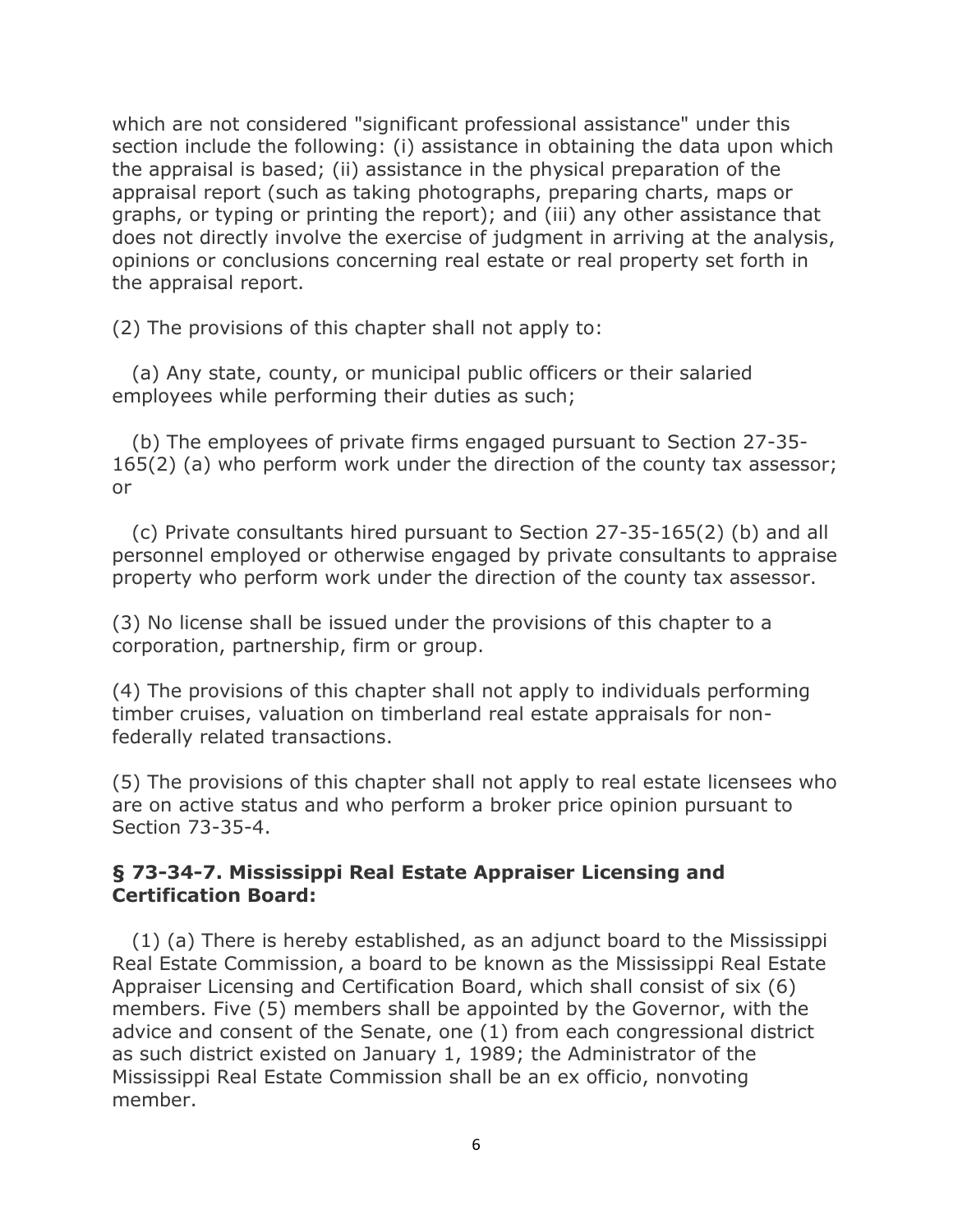which are not considered "significant professional assistance" under this section include the following: (i) assistance in obtaining the data upon which the appraisal is based; (ii) assistance in the physical preparation of the appraisal report (such as taking photographs, preparing charts, maps or graphs, or typing or printing the report); and (iii) any other assistance that does not directly involve the exercise of judgment in arriving at the analysis, opinions or conclusions concerning real estate or real property set forth in the appraisal report.

(2) The provisions of this chapter shall not apply to:

(a) Any state, county, or municipal public officers or their salaried employees while performing their duties as such;

(b) The employees of private firms engaged pursuant to Section 27-35-165(2) (a) who perform work under the direction of the county tax assessor; or

(c) Private consultants hired pursuant to Section 27-35-165(2) (b) and all personnel employed or otherwise engaged by private consultants to appraise property who perform work under the direction of the county tax assessor.

(3) No license shall be issued under the provisions of this chapter to a corporation, partnership, firm or group.

(4) The provisions of this chapter shall not apply to individuals performing timber cruises, valuation on timberland real estate appraisals for non-federally related transactions.

(5) The provisions of this chapter shall not apply to real estate licensees who are on active status and who perform a broker price opinion pursuant to Section 73-35-4.

### § 73-34-7. Mississippi Real Estate Appraiser Licensing and Certification Board:

(1) (a) There is hereby established, as an adjunct board to the Mississippi Real Estate Commission, a board to be known as the Mississippi Real Estate Appraiser Licensing and Certification Board, which shall consist of six (6) members. Five (5) members shall be appointed by the Governor, with the advice and consent of the Senate, one (1) from each congressional district as such district existed on January 1, 1989; the Administrator of the Mississippi Real Estate Commission shall be an ex officio, nonvoting member.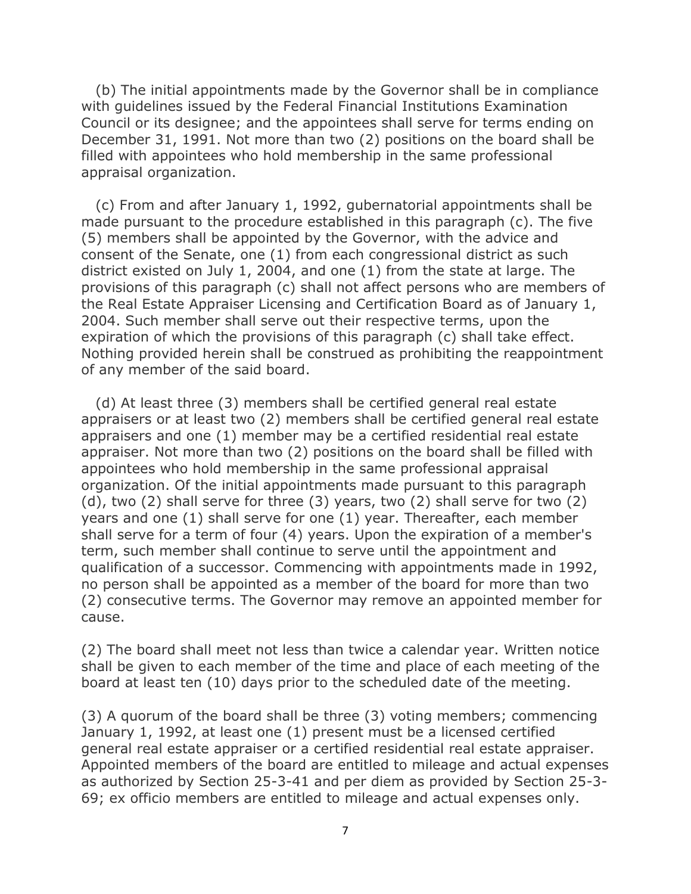(b) The initial appointments made by the Governor shall be in compliance with guidelines issued by the Federal Financial Institutions Examination Council or its designee; and the appointees shall serve for terms ending on December 31, 1991. Not more than two (2) positions on the board shall be filled with appointees who hold membership in the same professional appraisal organization.

(c) From and after January 1, 1992, gubernatorial appointments shall be made pursuant to the procedure established in this paragraph (c). The five (5) members shall be appointed by the Governor, with the advice and consent of the Senate, one (1) from each congressional district as such district existed on July 1, 2004, and one (1) from the state at large. The provisions of this paragraph (c) shall not affect persons who are members of the Real Estate Appraiser Licensing and Certification Board as of January 1, 2004. Such member shall serve out their respective terms, upon the expiration of which the provisions of this paragraph (c) shall take effect. Nothing provided herein shall be construed as prohibiting the reappointment of any member of the said board.

(d) At least three (3) members shall be certified general real estate appraisers or at least two (2) members shall be certified general real estate appraisers and one (1) member may be a certified residential real estate appraiser. Not more than two (2) positions on the board shall be filled with appointees who hold membership in the same professional appraisal organization. Of the initial appointments made pursuant to this paragraph (d), two (2) shall serve for three (3) years, two (2) shall serve for two (2) years and one (1) shall serve for one (1) year. Thereafter, each member shall serve for a term of four (4) years. Upon the expiration of a member's term, such member shall continue to serve until the appointment and qualification of a successor. Commencing with appointments made in 1992, no person shall be appointed as a member of the board for more than two (2) consecutive terms. The Governor may remove an appointed member for cause.

(2) The board shall meet not less than twice a calendar year. Written notice shall be given to each member of the time and place of each meeting of the board at least ten (10) days prior to the scheduled date of the meeting.

(3) A quorum of the board shall be three (3) voting members; commencing January 1, 1992, at least one (1) present must be a licensed certified general real estate appraiser or a certified residential real estate appraiser. Appointed members of the board are entitled to mileage and actual expenses as authorized by Section 25-3-41 and per diem as provided by Section 25-3-69; ex officio members are entitled to mileage and actual expenses only.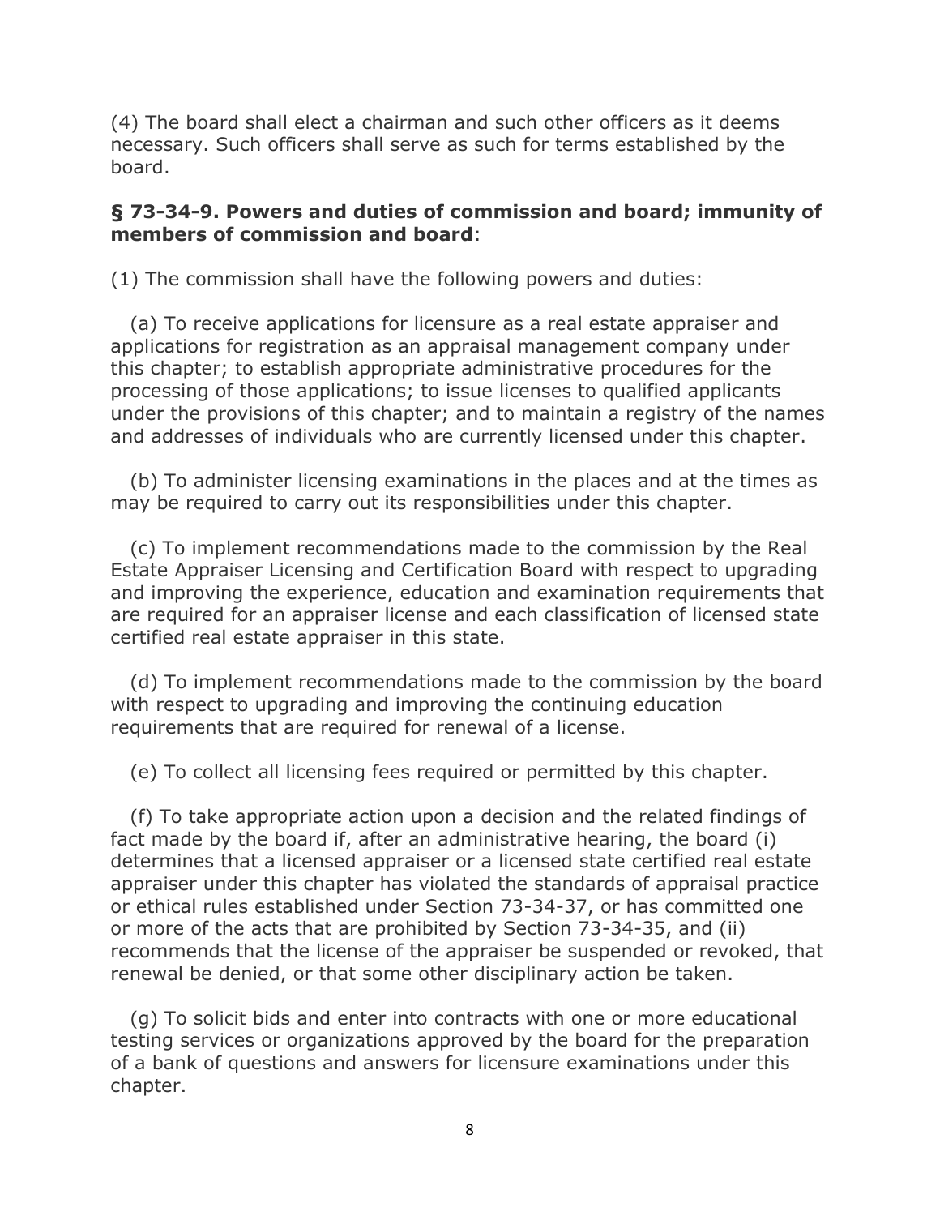(4) The board shall elect a chairman and such other officers as it deems necessary. Such officers shall serve as such for terms established by the board.

### **§ 73-34-9. Powers and duties of commission and board; immunity of members of commission and board**:

(1) The commission shall have the following powers and duties:

(a) To receive applications for licensure as a real estate appraiser and applications for registration as an appraisal management company under this chapter; to establish appropriate administrative procedures for the processing of those applications; to issue licenses to qualified applicants under the provisions of this chapter; and to maintain a registry of the names and addresses of individuals who are currently licensed under this chapter.

(b) To administer licensing examinations in the places and at the times as may be required to carry out its responsibilities under this chapter.

(c) To implement recommendations made to the commission by the Real Estate Appraiser Licensing and Certification Board with respect to upgrading and improving the experience, education and examination requirements that are required for an appraiser license and each classification of licensed state certified real estate appraiser in this state.

(d) To implement recommendations made to the commission by the board with respect to upgrading and improving the continuing education requirements that are required for renewal of a license.

(e) To collect all licensing fees required or permitted by this chapter.

(f) To take appropriate action upon a decision and the related findings of fact made by the board if, after an administrative hearing, the board (i) determines that a licensed appraiser or a licensed state certified real estate appraiser under this chapter has violated the standards of appraisal practice or ethical rules established under Section 73-34-37, or has committed one or more of the acts that are prohibited by Section 73-34-35, and (ii) recommends that the license of the appraiser be suspended or revoked, that renewal be denied, or that some other disciplinary action be taken.

(g) To solicit bids and enter into contracts with one or more educational testing services or organizations approved by the board for the preparation of a bank of questions and answers for licensure examinations under this chapter.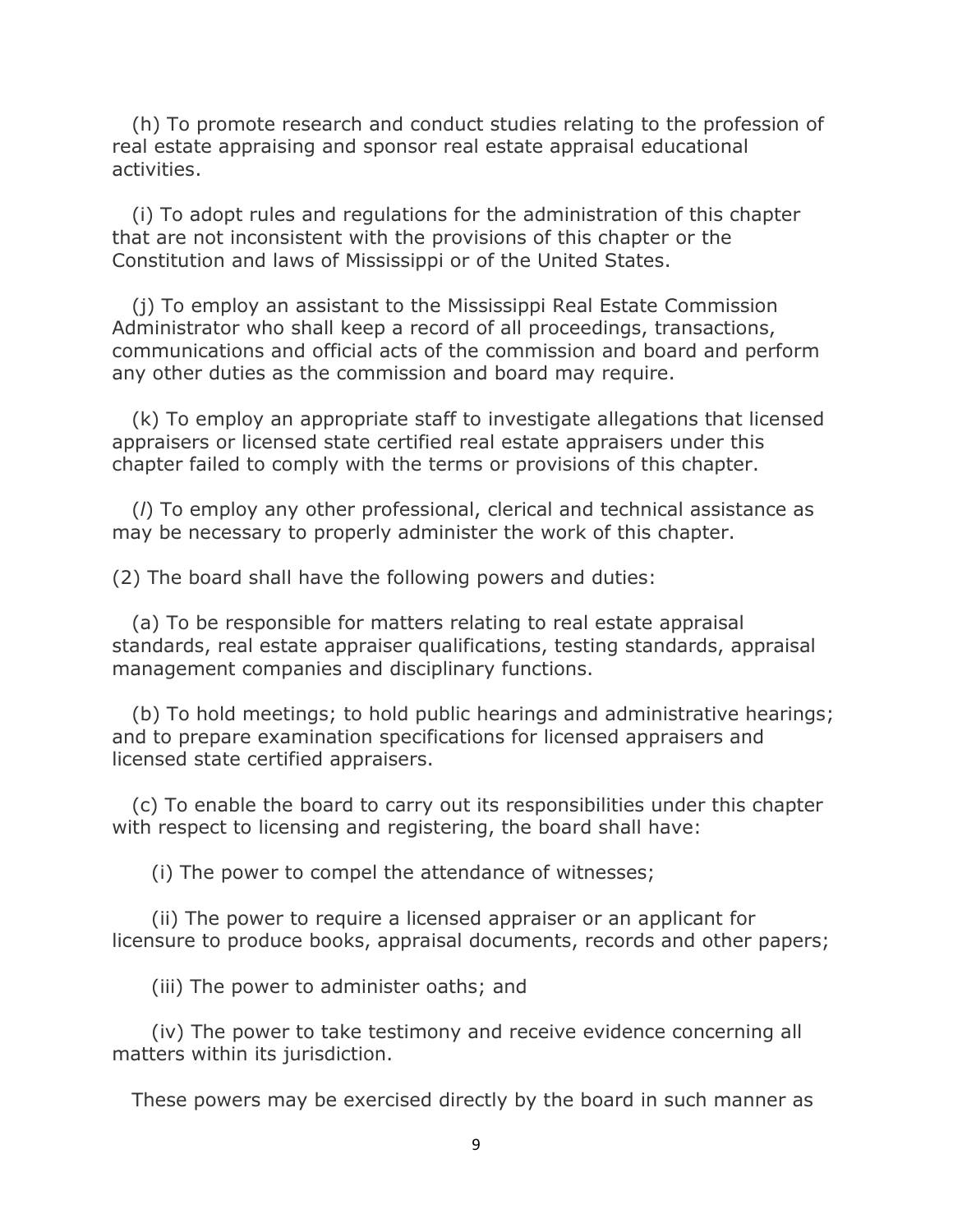(h) To promote research and conduct studies relating to the profession of real estate appraising and sponsor real estate appraisal educational activities.

(i) To adopt rules and regulations for the administration of this chapter that are not inconsistent with the provisions of this chapter or the Constitution and laws of Mississippi or of the United States.

(j) To employ an assistant to the Mississippi Real Estate Commission Administrator who shall keep a record of all proceedings, transactions, communications and official acts of the commission and board and perform any other duties as the commission and board may require.

(k) To employ an appropriate staff to investigate allegations that licensed appraisers or licensed state certified real estate appraisers under this chapter failed to comply with the terms or provisions of this chapter.

(*l*) To employ any other professional, clerical and technical assistance as may be necessary to properly administer the work of this chapter.

(2) The board shall have the following powers and duties:

(a) To be responsible for matters relating to real estate appraisal standards, real estate appraiser qualifications, testing standards, appraisal management companies and disciplinary functions.

(b) To hold meetings; to hold public hearings and administrative hearings; and to prepare examination specifications for licensed appraisers and licensed state certified appraisers.

(c) To enable the board to carry out its responsibilities under this chapter with respect to licensing and registering, the board shall have:

(i) The power to compel the attendance of witnesses;

(ii) The power to require a licensed appraiser or an applicant for licensure to produce books, appraisal documents, records and other papers;

(iii) The power to administer oaths; and

(iv) The power to take testimony and receive evidence concerning all matters within its jurisdiction.

These powers may be exercised directly by the board in such manner as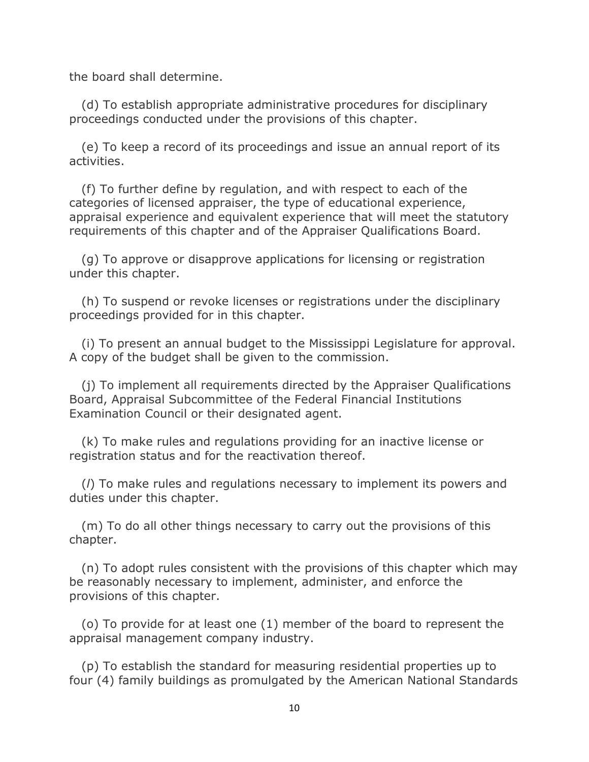the board shall determine.

(d) To establish appropriate administrative procedures for disciplinary proceedings conducted under the provisions of this chapter.

(e) To keep a record of its proceedings and issue an annual report of its activities.

(f) To further define by regulation, and with respect to each of the categories of licensed appraiser, the type of educational experience, appraisal experience and equivalent experience that will meet the statutory requirements of this chapter and of the Appraiser Qualifications Board.

(g) To approve or disapprove applications for licensing or registration under this chapter.

(h) To suspend or revoke licenses or registrations under the disciplinary proceedings provided for in this chapter.

(i) To present an annual budget to the Mississippi Legislature for approval. A copy of the budget shall be given to the commission.

(j) To implement all requirements directed by the Appraiser Qualifications Board, Appraisal Subcommittee of the Federal Financial Institutions Examination Council or their designated agent.

(k) To make rules and regulations providing for an inactive license or registration status and for the reactivation thereof.

(*l*) To make rules and regulations necessary to implement its powers and duties under this chapter.

(m) To do all other things necessary to carry out the provisions of this chapter.

(n) To adopt rules consistent with the provisions of this chapter which may be reasonably necessary to implement, administer, and enforce the provisions of this chapter.

(o) To provide for at least one (1) member of the board to represent the appraisal management company industry.

(p) To establish the standard for measuring residential properties up to four (4) family buildings as promulgated by the American National Standards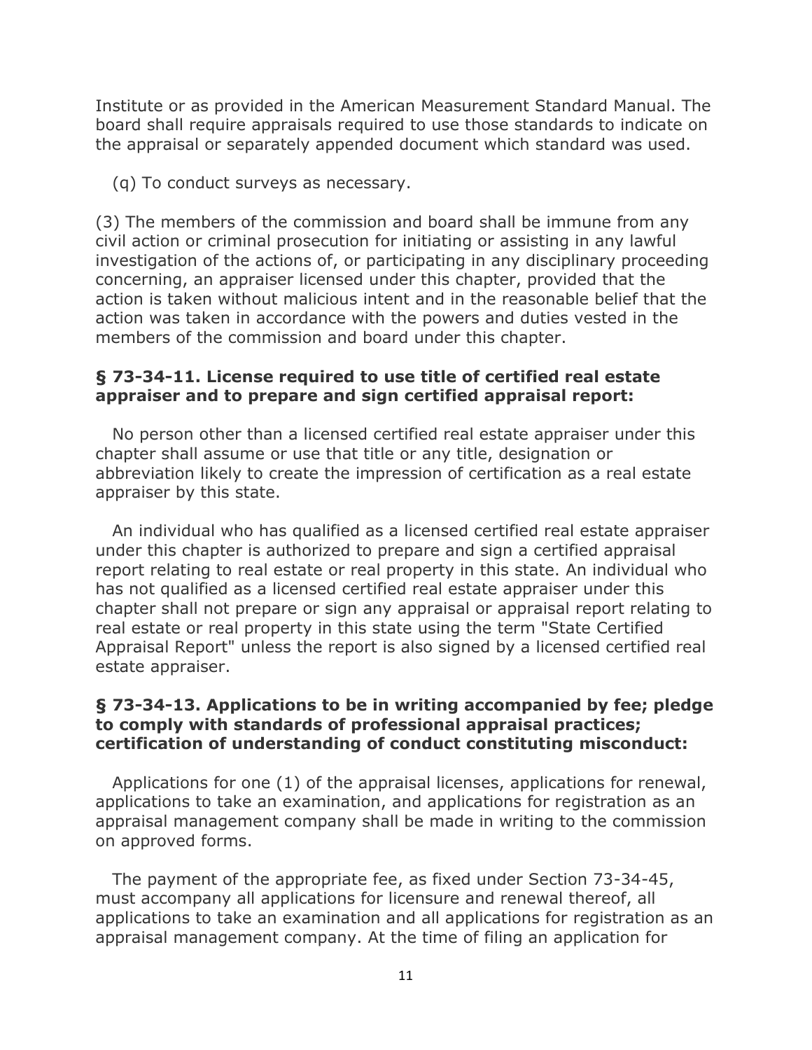Institute or as provided in the American Measurement Standard Manual. The board shall require appraisals required to use those standards to indicate on the appraisal or separately appended document which standard was used.

(q) To conduct surveys as necessary.

(3) The members of the commission and board shall be immune from any civil action or criminal prosecution for initiating or assisting in any lawful investigation of the actions of, or participating in any disciplinary proceeding concerning, an appraiser licensed under this chapter, provided that the action is taken without malicious intent and in the reasonable belief that the action was taken in accordance with the powers and duties vested in the members of the commission and board under this chapter.

**§ 73-34-11. License required to use title of certified real estate appraiser and to prepare and sign certified appraisal report:**

No person other than a licensed certified real estate appraiser under this chapter shall assume or use that title or any title, designation or abbreviation likely to create the impression of certification as a real estate appraiser by this state.

An individual who has qualified as a licensed certified real estate appraiser under this chapter is authorized to prepare and sign a certified appraisal report relating to real estate or real property in this state. An individual who has not qualified as a licensed certified real estate appraiser under this chapter shall not prepare or sign any appraisal or appraisal report relating to real estate or real property in this state using the term "State Certified Appraisal Report" unless the report is also signed by a licensed certified real estate appraiser.

**§ 73-34-13. Applications to be in writing accompanied by fee; pledge to comply with standards of professional appraisal practices; certification of understanding of conduct constituting misconduct:**

Applications for one (1) of the appraisal licenses, applications for renewal, applications to take an examination, and applications for registration as an appraisal management company shall be made in writing to the commission on approved forms.

The payment of the appropriate fee, as fixed under Section 73-34-45, must accompany all applications for licensure and renewal thereof, all applications to take an examination and all applications for registration as an appraisal management company. At the time of filing an application for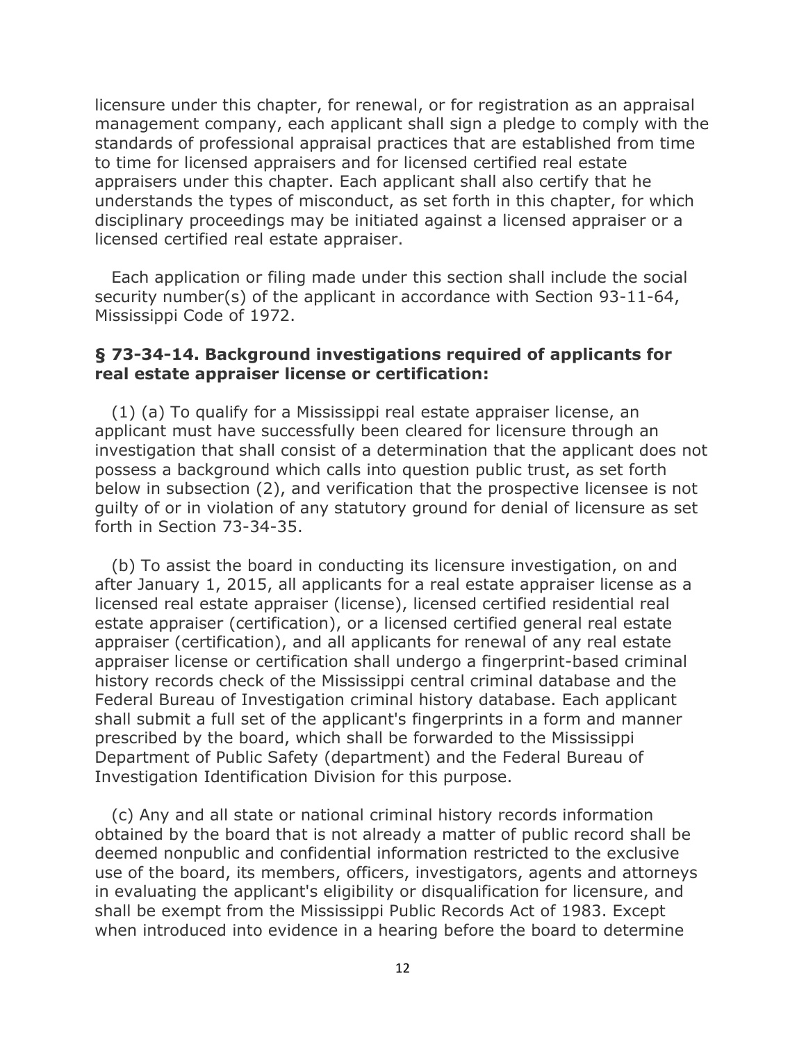licensure under this chapter, for renewal, or for registration as an appraisal management company, each applicant shall sign a pledge to comply with the standards of professional appraisal practices that are established from time to time for licensed appraisers and for licensed certified real estate appraisers under this chapter. Each applicant shall also certify that he understands the types of misconduct, as set forth in this chapter, for which disciplinary proceedings may be initiated against a licensed appraiser or a licensed certified real estate appraiser.

Each application or filing made under this section shall include the social security number(s) of the applicant in accordance with Section 93-11-64, Mississippi Code of 1972.

### § 73-34-14. Background investigations required of applicants for real estate appraiser license or certification:

(1) (a) To qualify for a Mississippi real estate appraiser license, an applicant must have successfully been cleared for licensure through an investigation that shall consist of a determination that the applicant does not possess a background which calls into question public trust, as set forth below in subsection (2), and verification that the prospective licensee is not guilty of or in violation of any statutory ground for denial of licensure as set forth in Section 73-34-35.

(b) To assist the board in conducting its licensure investigation, on and after January 1, 2015, all applicants for a real estate appraiser license as a licensed real estate appraiser (license), licensed certified residential real estate appraiser (certification), or a licensed certified general real estate appraiser (certification), and all applicants for renewal of any real estate appraiser license or certification shall undergo a fingerprint-based criminal history records check of the Mississippi central criminal database and the Federal Bureau of Investigation criminal history database. Each applicant shall submit a full set of the applicant's fingerprints in a form and manner prescribed by the board, which shall be forwarded to the Mississippi Department of Public Safety (department) and the Federal Bureau of Investigation Identification Division for this purpose.

(c) Any and all state or national criminal history records information obtained by the board that is not already a matter of public record shall be deemed nonpublic and confidential information restricted to the exclusive use of the board, its members, officers, investigators, agents and attorneys in evaluating the applicant's eligibility or disqualification for licensure, and shall be exempt from the Mississippi Public Records Act of 1983. Except when introduced into evidence in a hearing before the board to determine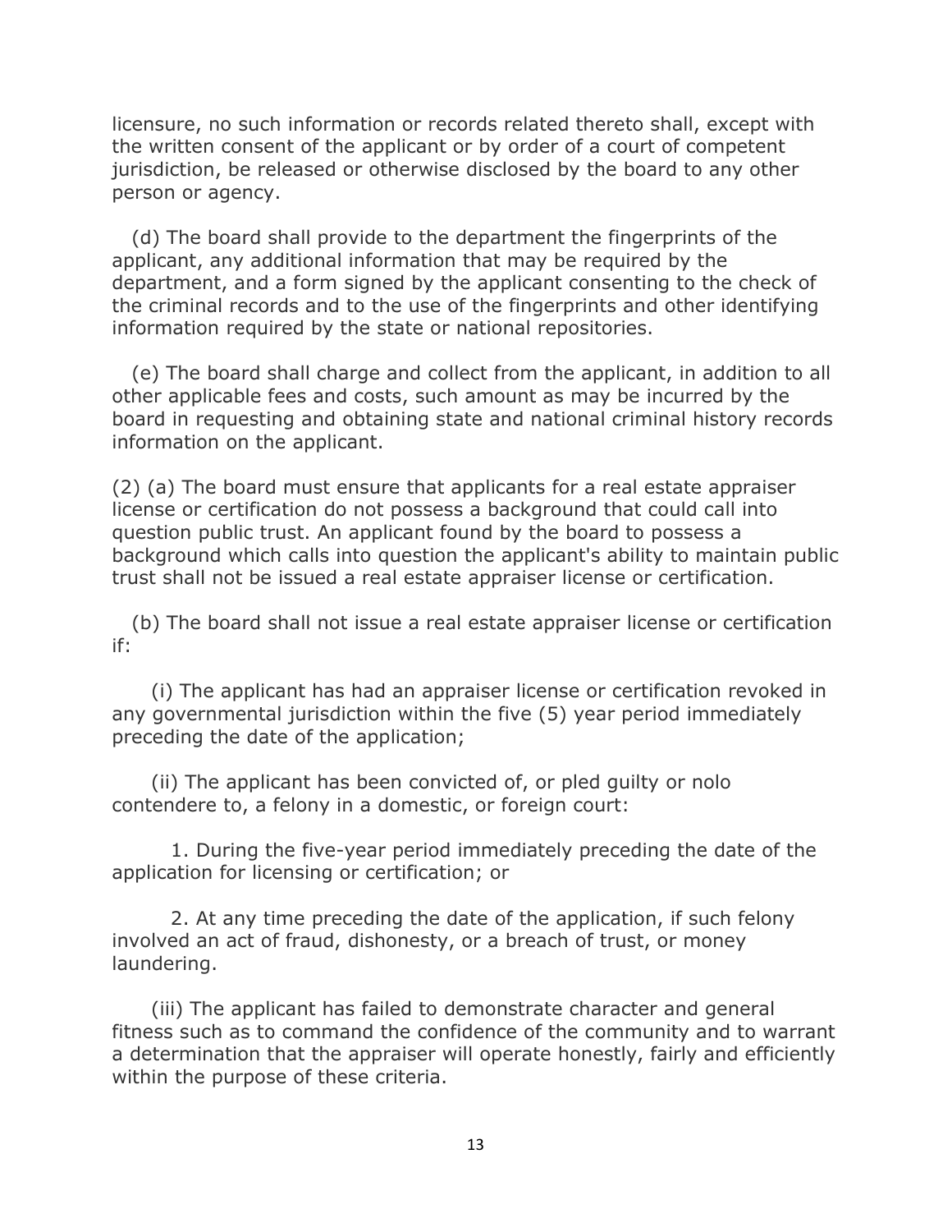licensure, no such information or records related thereto shall, except with the written consent of the applicant or by order of a court of competent jurisdiction, be released or otherwise disclosed by the board to any other person or agency.

(d) The board shall provide to the department the fingerprints of the applicant, any additional information that may be required by the department, and a form signed by the applicant consenting to the check of the criminal records and to the use of the fingerprints and other identifying information required by the state or national repositories.

(e) The board shall charge and collect from the applicant, in addition to all other applicable fees and costs, such amount as may be incurred by the board in requesting and obtaining state and national criminal history records information on the applicant.

(2) (a) The board must ensure that applicants for a real estate appraiser license or certification do not possess a background that could call into question public trust. An applicant found by the board to possess a background which calls into question the applicant's ability to maintain public trust shall not be issued a real estate appraiser license or certification.

(b) The board shall not issue a real estate appraiser license or certification if:

(i) The applicant has had an appraiser license or certification revoked in any governmental jurisdiction within the five (5) year period immediately preceding the date of the application;

(ii) The applicant has been convicted of, or pled guilty or nolo contendere to, a felony in a domestic, or foreign court:

1. During the five-year period immediately preceding the date of the application for licensing or certification; or

2. At any time preceding the date of the application, if such felony involved an act of fraud, dishonesty, or a breach of trust, or money laundering.

(iii) The applicant has failed to demonstrate character and general fitness such as to command the confidence of the community and to warrant a determination that the appraiser will operate honestly, fairly and efficiently within the purpose of these criteria.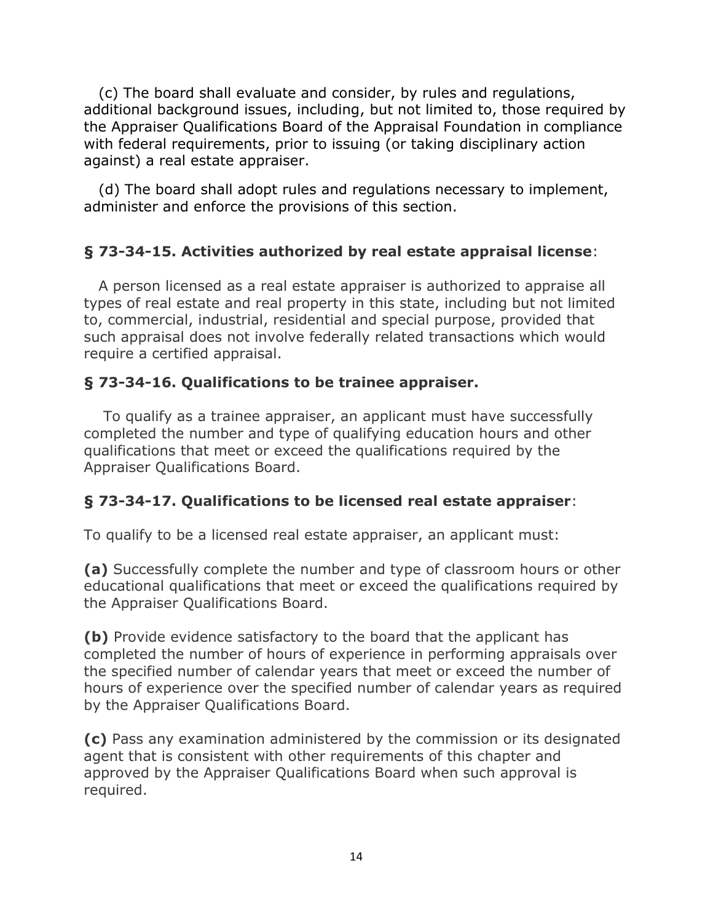(c) The board shall evaluate and consider, by rules and regulations, additional background issues, including, but not limited to, those required by the Appraiser Qualifications Board of the Appraisal Foundation in compliance with federal requirements, prior to issuing (or taking disciplinary action against) a real estate appraiser.

(d) The board shall adopt rules and regulations necessary to implement, administer and enforce the provisions of this section.

### § 73-34-15. Activities authorized by real estate appraisal license:

A person licensed as a real estate appraiser is authorized to appraise all types of real estate and real property in this state, including but not limited to, commercial, industrial, residential and special purpose, provided that such appraisal does not involve federally related transactions which would require a certified appraisal.

### § 73-34-16. Qualifications to be trainee appraiser.

To qualify as a trainee appraiser, an applicant must have successfully completed the number and type of qualifying education hours and other qualifications that meet or exceed the qualifications required by the Appraiser Qualifications Board.

### § 73-34-17. Qualifications to be licensed real estate appraiser:

To qualify to be a licensed real estate appraiser, an applicant must:

**(a)** Successfully complete the number and type of classroom hours or other educational qualifications that meet or exceed the qualifications required by the Appraiser Qualifications Board.

**(b)** Provide evidence satisfactory to the board that the applicant has completed the number of hours of experience in performing appraisals over the specified number of calendar years that meet or exceed the number of hours of experience over the specified number of calendar years as required by the Appraiser Qualifications Board.

**(c)** Pass any examination administered by the commission or its designated agent that is consistent with other requirements of this chapter and approved by the Appraiser Qualifications Board when such approval is required.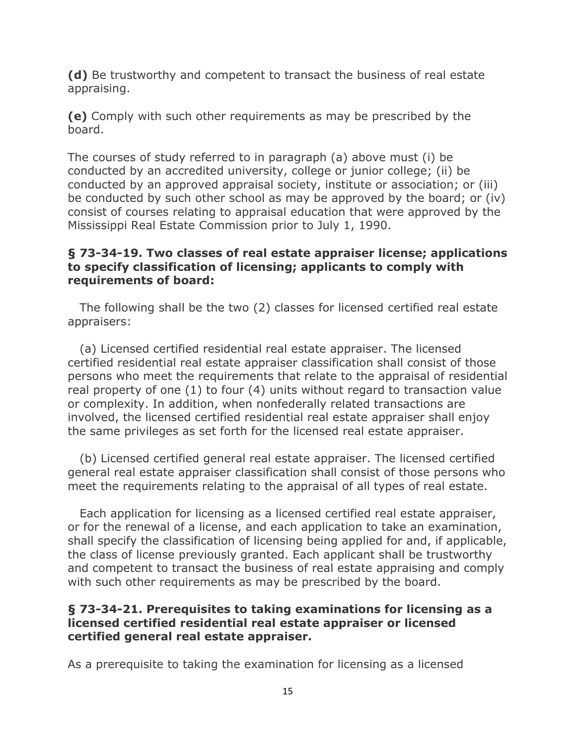**(d)** Be trustworthy and competent to transact the business of real estate appraising.

**(e)** Comply with such other requirements as may be prescribed by the board.

The courses of study referred to in paragraph (a) above must (i) be conducted by an accredited university, college or junior college; (ii) be conducted by an approved appraisal society, institute or association; or (iii) be conducted by such other school as may be approved by the board; or (iv) consist of courses relating to appraisal education that were approved by the Mississippi Real Estate Commission prior to July 1, 1990.

### § 73-34-19. Two classes of real estate appraiser license; applications to specify classification of licensing; applicants to comply with requirements of board:

The following shall be the two (2) classes for licensed certified real estate appraisers:

(a) Licensed certified residential real estate appraiser. The licensed certified residential real estate appraiser classification shall consist of those persons who meet the requirements that relate to the appraisal of residential real property of one (1) to four (4) units without regard to transaction value or complexity. In addition, when nonfederally related transactions are involved, the licensed certified residential real estate appraiser shall enjoy the same privileges as set forth for the licensed real estate appraiser.

(b) Licensed certified general real estate appraiser. The licensed certified general real estate appraiser classification shall consist of those persons who meet the requirements relating to the appraisal of all types of real estate.

Each application for licensing as a licensed certified real estate appraiser, or for the renewal of a license, and each application to take an examination, shall specify the classification of licensing being applied for and, if applicable, the class of license previously granted. Each applicant shall be trustworthy and competent to transact the business of real estate appraising and comply with such other requirements as may be prescribed by the board.

### § 73-34-21. Prerequisites to taking examinations for licensing as a licensed certified residential real estate appraiser or licensed certified general real estate appraiser.

As a prerequisite to taking the examination for licensing as a licensed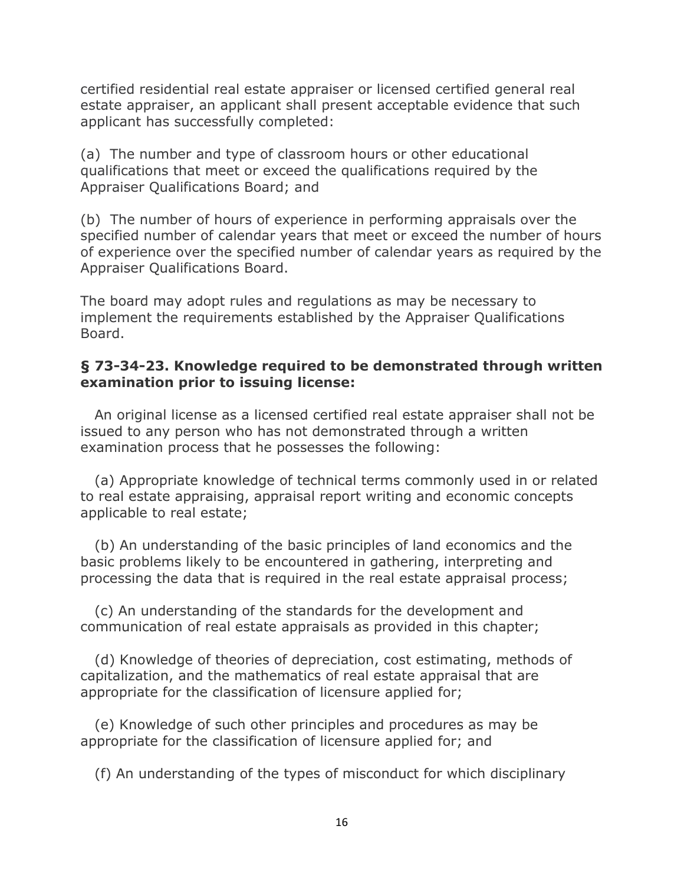certified residential real estate appraiser or licensed certified general real estate appraiser, an applicant shall present acceptable evidence that such applicant has successfully completed:

(a) The number and type of classroom hours or other educational qualifications that meet or exceed the qualifications required by the Appraiser Qualifications Board; and

(b) The number of hours of experience in performing appraisals over the specified number of calendar years that meet or exceed the number of hours of experience over the specified number of calendar years as required by the Appraiser Qualifications Board.

The board may adopt rules and regulations as may be necessary to implement the requirements established by the Appraiser Qualifications Board.

**§ 73-34-23. Knowledge required to be demonstrated through written examination prior to issuing license:**

An original license as a licensed certified real estate appraiser shall not be issued to any person who has not demonstrated through a written examination process that he possesses the following:

(a) Appropriate knowledge of technical terms commonly used in or related to real estate appraising, appraisal report writing and economic concepts applicable to real estate;

(b) An understanding of the basic principles of land economics and the basic problems likely to be encountered in gathering, interpreting and processing the data that is required in the real estate appraisal process;

(c) An understanding of the standards for the development and communication of real estate appraisals as provided in this chapter;

(d) Knowledge of theories of depreciation, cost estimating, methods of capitalization, and the mathematics of real estate appraisal that are appropriate for the classification of licensure applied for;

(e) Knowledge of such other principles and procedures as may be appropriate for the classification of licensure applied for; and

(f) An understanding of the types of misconduct for which disciplinary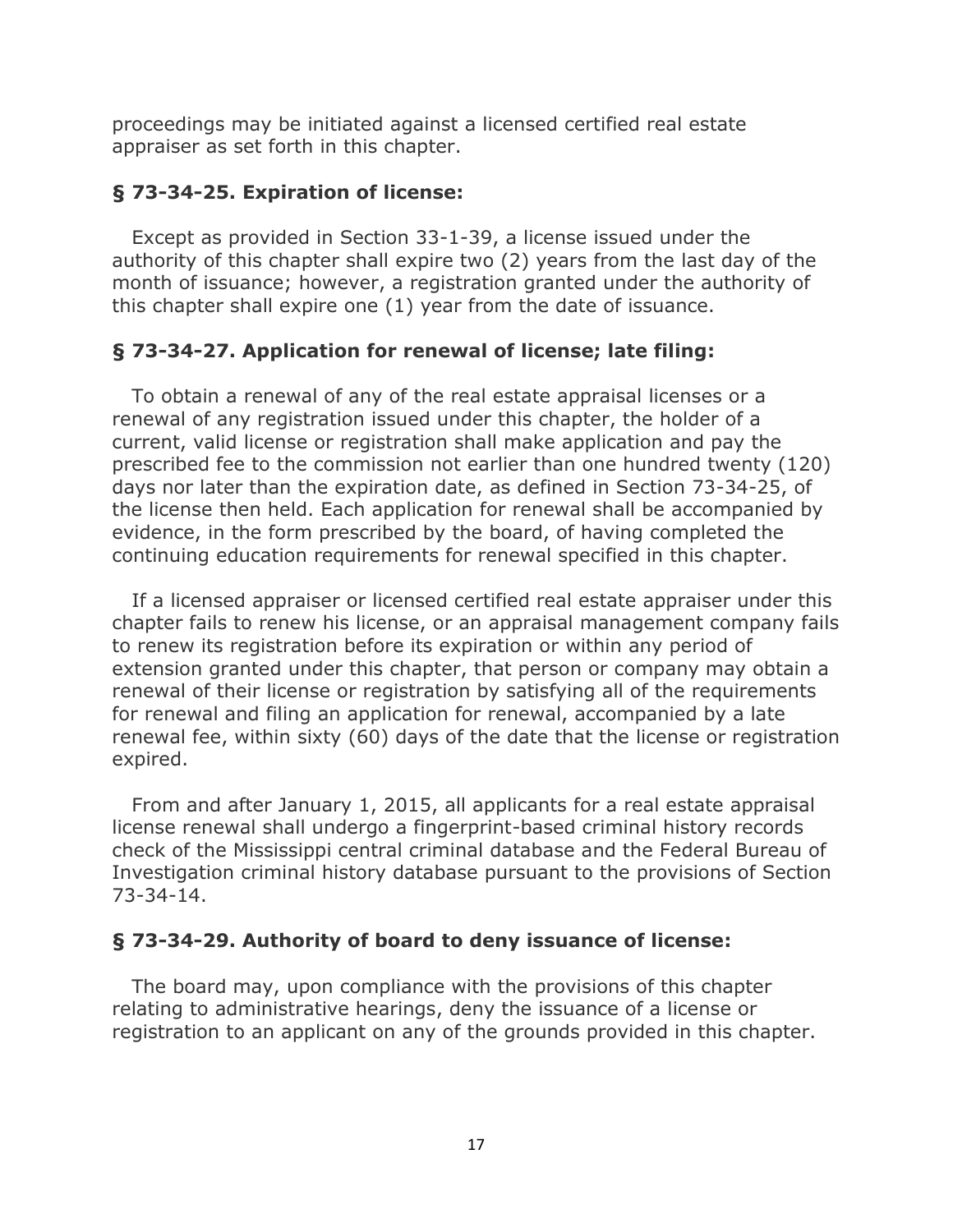proceedings may be initiated against a licensed certified real estate appraiser as set forth in this chapter.

### § 73-34-25. Expiration of license:

Except as provided in Section 33-1-39, a license issued under the authority of this chapter shall expire two (2) years from the last day of the month of issuance; however, a registration granted under the authority of this chapter shall expire one (1) year from the date of issuance.

### § 73-34-27. Application for renewal of license; late filing:

To obtain a renewal of any of the real estate appraisal licenses or a renewal of any registration issued under this chapter, the holder of a current, valid license or registration shall make application and pay the prescribed fee to the commission not earlier than one hundred twenty (120) days nor later than the expiration date, as defined in Section 73-34-25, of the license then held. Each application for renewal shall be accompanied by evidence, in the form prescribed by the board, of having completed the continuing education requirements for renewal specified in this chapter.

If a licensed appraiser or licensed certified real estate appraiser under this chapter fails to renew his license, or an appraisal management company fails to renew its registration before its expiration or within any period of extension granted under this chapter, that person or company may obtain a renewal of their license or registration by satisfying all of the requirements for renewal and filing an application for renewal, accompanied by a late renewal fee, within sixty (60) days of the date that the license or registration expired.

From and after January 1, 2015, all applicants for a real estate appraisal license renewal shall undergo a fingerprint-based criminal history records check of the Mississippi central criminal database and the Federal Bureau of Investigation criminal history database pursuant to the provisions of Section 73-34-14.

### § 73-34-29. Authority of board to deny issuance of license:

The board may, upon compliance with the provisions of this chapter relating to administrative hearings, deny the issuance of a license or registration to an applicant on any of the grounds provided in this chapter.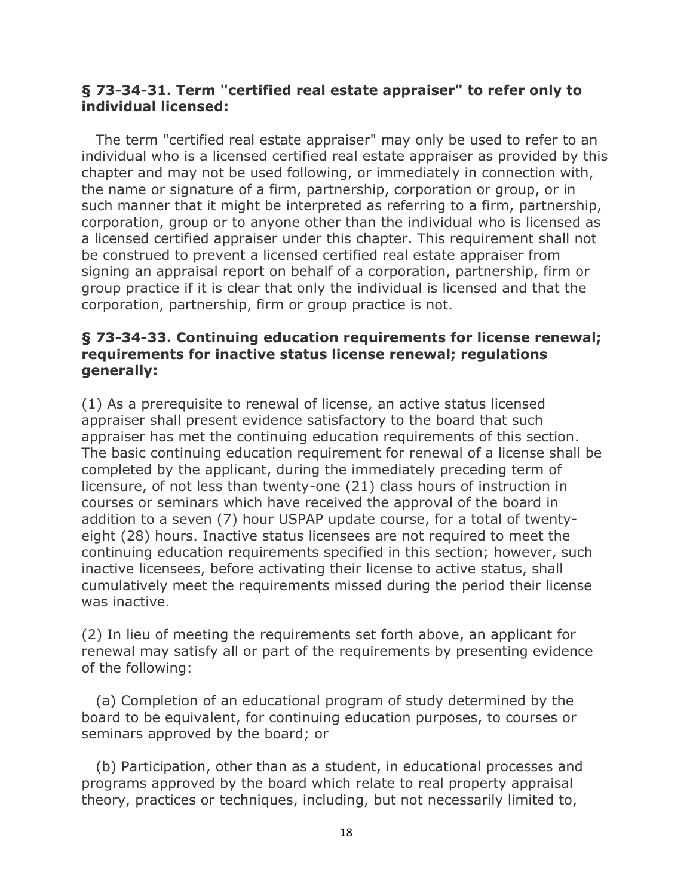### § 73-34-31. Term "certified real estate appraiser" to refer only to individual licensed:

The term "certified real estate appraiser" may only be used to refer to an individual who is a licensed certified real estate appraiser as provided by this chapter and may not be used following, or immediately in connection with, the name or signature of a firm, partnership, corporation or group, or in such manner that it might be interpreted as referring to a firm, partnership, corporation, group or to anyone other than the individual who is licensed as a licensed certified appraiser under this chapter. This requirement shall not be construed to prevent a licensed certified real estate appraiser from signing an appraisal report on behalf of a corporation, partnership, firm or group practice if it is clear that only the individual is licensed and that the corporation, partnership, firm or group practice is not.

### § 73-34-33. Continuing education requirements for license renewal; requirements for inactive status license renewal; regulations generally:

(1) As a prerequisite to renewal of license, an active status licensed appraiser shall present evidence satisfactory to the board that such appraiser has met the continuing education requirements of this section. The basic continuing education requirement for renewal of a license shall be completed by the applicant, during the immediately preceding term of licensure, of not less than twenty-one (21) class hours of instruction in courses or seminars which have received the approval of the board in addition to a seven (7) hour USPAP update course, for a total of twenty-eight (28) hours. Inactive status licensees are not required to meet the continuing education requirements specified in this section; however, such inactive licensees, before activating their license to active status, shall cumulatively meet the requirements missed during the period their license was inactive.

(2) In lieu of meeting the requirements set forth above, an applicant for renewal may satisfy all or part of the requirements by presenting evidence of the following:

(a) Completion of an educational program of study determined by the board to be equivalent, for continuing education purposes, to courses or seminars approved by the board; or

(b) Participation, other than as a student, in educational processes and programs approved by the board which relate to real property appraisal theory, practices or techniques, including, but not necessarily limited to,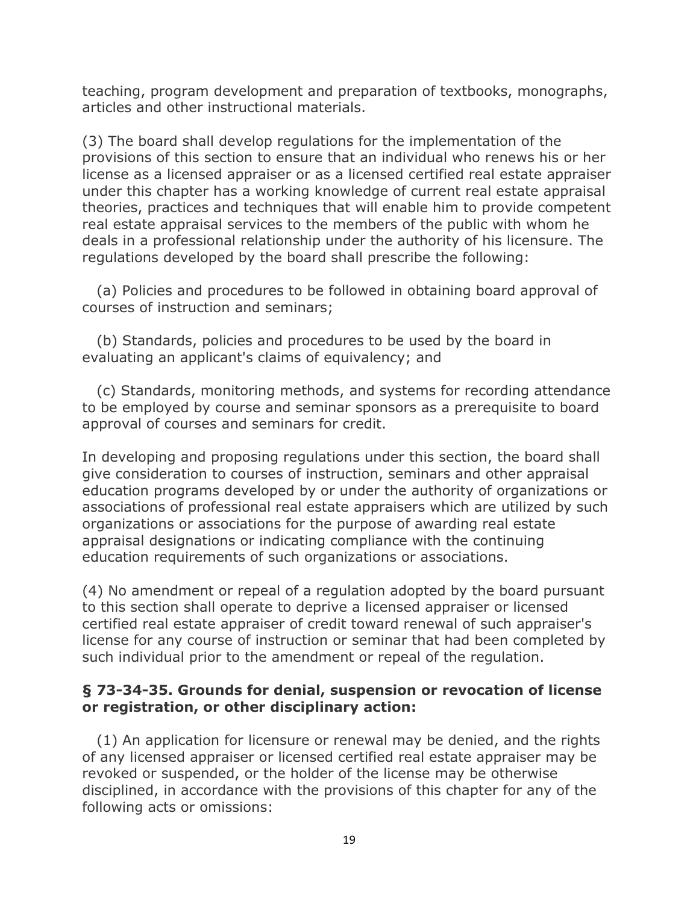teaching, program development and preparation of textbooks, monographs, articles and other instructional materials.

(3) The board shall develop regulations for the implementation of the provisions of this section to ensure that an individual who renews his or her license as a licensed appraiser or as a licensed certified real estate appraiser under this chapter has a working knowledge of current real estate appraisal theories, practices and techniques that will enable him to provide competent real estate appraisal services to the members of the public with whom he deals in a professional relationship under the authority of his licensure. The regulations developed by the board shall prescribe the following:

(a) Policies and procedures to be followed in obtaining board approval of courses of instruction and seminars;

(b) Standards, policies and procedures to be used by the board in evaluating an applicant's claims of equivalency; and

(c) Standards, monitoring methods, and systems for recording attendance to be employed by course and seminar sponsors as a prerequisite to board approval of courses and seminars for credit.

In developing and proposing regulations under this section, the board shall give consideration to courses of instruction, seminars and other appraisal education programs developed by or under the authority of organizations or associations of professional real estate appraisers which are utilized by such organizations or associations for the purpose of awarding real estate appraisal designations or indicating compliance with the continuing education requirements of such organizations or associations.

(4) No amendment or repeal of a regulation adopted by the board pursuant to this section shall operate to deprive a licensed appraiser or licensed certified real estate appraiser of credit toward renewal of such appraiser's license for any course of instruction or seminar that had been completed by such individual prior to the amendment or repeal of the regulation.

**§ 73-34-35. Grounds for denial, suspension or revocation of license or registration, or other disciplinary action:**

(1) An application for licensure or renewal may be denied, and the rights of any licensed appraiser or licensed certified real estate appraiser may be revoked or suspended, or the holder of the license may be otherwise disciplined, in accordance with the provisions of this chapter for any of the following acts or omissions: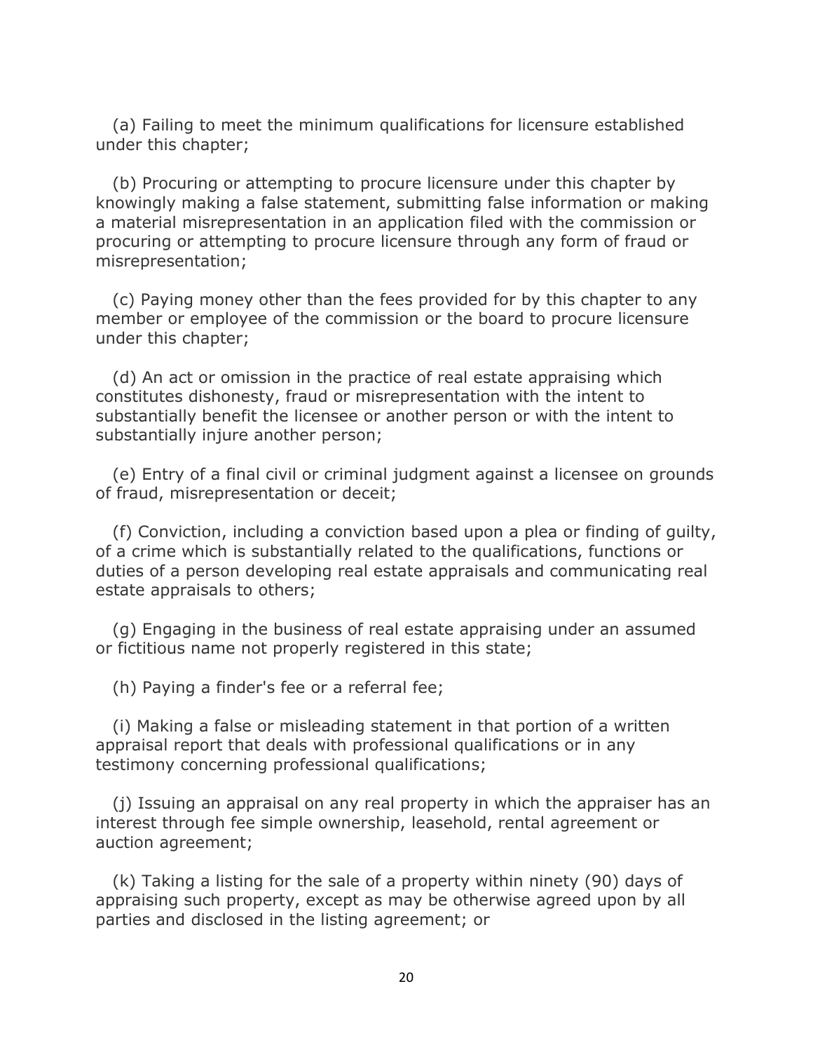(a) Failing to meet the minimum qualifications for licensure established under this chapter;

(b) Procuring or attempting to procure licensure under this chapter by knowingly making a false statement, submitting false information or making a material misrepresentation in an application filed with the commission or procuring or attempting to procure licensure through any form of fraud or misrepresentation;

(c) Paying money other than the fees provided for by this chapter to any member or employee of the commission or the board to procure licensure under this chapter;

(d) An act or omission in the practice of real estate appraising which constitutes dishonesty, fraud or misrepresentation with the intent to substantially benefit the licensee or another person or with the intent to substantially injure another person;

(e) Entry of a final civil or criminal judgment against a licensee on grounds of fraud, misrepresentation or deceit;

(f) Conviction, including a conviction based upon a plea or finding of guilty, of a crime which is substantially related to the qualifications, functions or duties of a person developing real estate appraisals and communicating real estate appraisals to others;

(g) Engaging in the business of real estate appraising under an assumed or fictitious name not properly registered in this state;

(h) Paying a finder's fee or a referral fee;

(i) Making a false or misleading statement in that portion of a written appraisal report that deals with professional qualifications or in any testimony concerning professional qualifications;

(j) Issuing an appraisal on any real property in which the appraiser has an interest through fee simple ownership, leasehold, rental agreement or auction agreement;

(k) Taking a listing for the sale of a property within ninety (90) days of appraising such property, except as may be otherwise agreed upon by all parties and disclosed in the listing agreement; or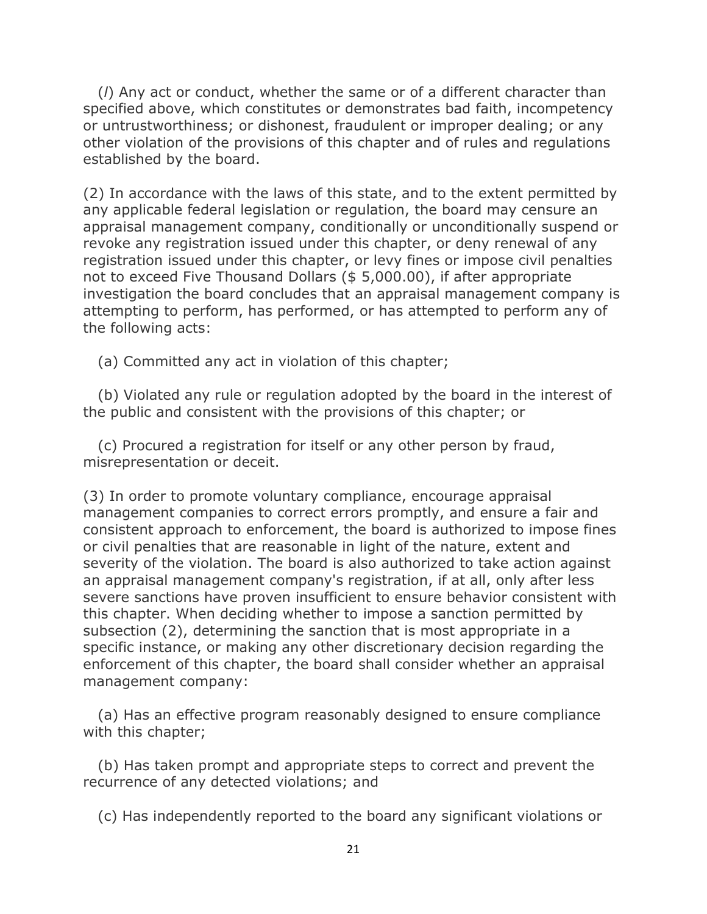(*l*) Any act or conduct, whether the same or of a different character than specified above, which constitutes or demonstrates bad faith, incompetency or untrustworthiness; or dishonest, fraudulent or improper dealing; or any other violation of the provisions of this chapter and of rules and regulations established by the board.

(2) In accordance with the laws of this state, and to the extent permitted by any applicable federal legislation or regulation, the board may censure an appraisal management company, conditionally or unconditionally suspend or revoke any registration issued under this chapter, or deny renewal of any registration issued under this chapter, or levy fines or impose civil penalties not to exceed Five Thousand Dollars ($ 5,000.00), if after appropriate investigation the board concludes that an appraisal management company is attempting to perform, has performed, or has attempted to perform any of the following acts:

(a) Committed any act in violation of this chapter;

(b) Violated any rule or regulation adopted by the board in the interest of the public and consistent with the provisions of this chapter; or

(c) Procured a registration for itself or any other person by fraud, misrepresentation or deceit.

(3) In order to promote voluntary compliance, encourage appraisal management companies to correct errors promptly, and ensure a fair and consistent approach to enforcement, the board is authorized to impose fines or civil penalties that are reasonable in light of the nature, extent and severity of the violation. The board is also authorized to take action against an appraisal management company's registration, if at all, only after less severe sanctions have proven insufficient to ensure behavior consistent with this chapter. When deciding whether to impose a sanction permitted by subsection (2), determining the sanction that is most appropriate in a specific instance, or making any other discretionary decision regarding the enforcement of this chapter, the board shall consider whether an appraisal management company:

(a) Has an effective program reasonably designed to ensure compliance with this chapter;

(b) Has taken prompt and appropriate steps to correct and prevent the recurrence of any detected violations; and

(c) Has independently reported to the board any significant violations or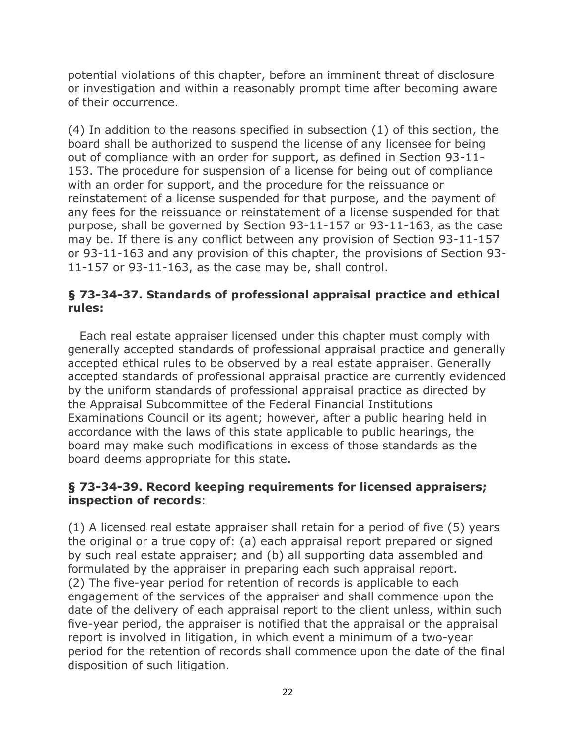potential violations of this chapter, before an imminent threat of disclosure or investigation and within a reasonably prompt time after becoming aware of their occurrence.

(4) In addition to the reasons specified in subsection (1) of this section, the board shall be authorized to suspend the license of any licensee for being out of compliance with an order for support, as defined in Section 93-11-153. The procedure for suspension of a license for being out of compliance with an order for support, and the procedure for the reissuance or reinstatement of a license suspended for that purpose, and the payment of any fees for the reissuance or reinstatement of a license suspended for that purpose, shall be governed by Section 93-11-157 or 93-11-163, as the case may be. If there is any conflict between any provision of Section 93-11-157 or 93-11-163 and any provision of this chapter, the provisions of Section 93-11-157 or 93-11-163, as the case may be, shall control.

**§ 73-34-37. Standards of professional appraisal practice and ethical rules:**

Each real estate appraiser licensed under this chapter must comply with generally accepted standards of professional appraisal practice and generally accepted ethical rules to be observed by a real estate appraiser. Generally accepted standards of professional appraisal practice are currently evidenced by the uniform standards of professional appraisal practice as directed by the Appraisal Subcommittee of the Federal Financial Institutions Examinations Council or its agent; however, after a public hearing held in accordance with the laws of this state applicable to public hearings, the board may make such modifications in excess of those standards as the board deems appropriate for this state.

**§ 73-34-39. Record keeping requirements for licensed appraisers; inspection of records**:

(1) A licensed real estate appraiser shall retain for a period of five (5) years the original or a true copy of: (a) each appraisal report prepared or signed by such real estate appraiser; and (b) all supporting data assembled and formulated by the appraiser in preparing each such appraisal report.
(2) The five-year period for retention of records is applicable to each engagement of the services of the appraiser and shall commence upon the date of the delivery of each appraisal report to the client unless, within such five-year period, the appraiser is notified that the appraisal or the appraisal report is involved in litigation, in which event a minimum of a two-year period for the retention of records shall commence upon the date of the final disposition of such litigation.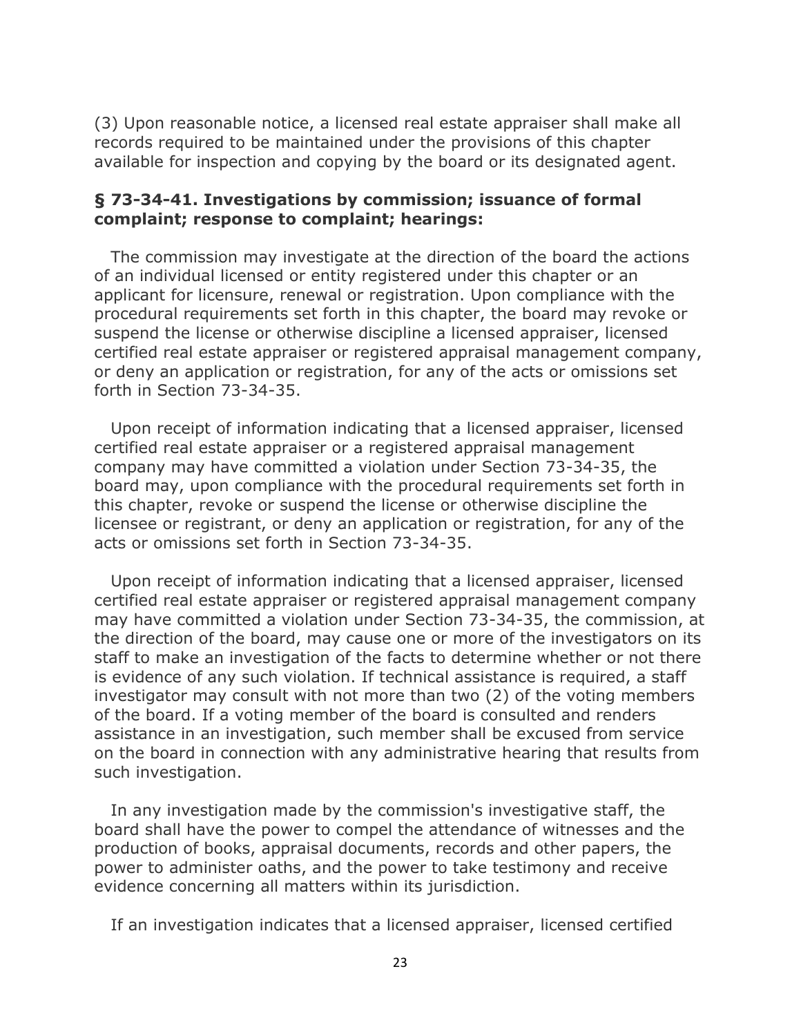(3) Upon reasonable notice, a licensed real estate appraiser shall make all records required to be maintained under the provisions of this chapter available for inspection and copying by the board or its designated agent.

### § 73-34-41. Investigations by commission; issuance of formal complaint; response to complaint; hearings:

The commission may investigate at the direction of the board the actions of an individual licensed or entity registered under this chapter or an applicant for licensure, renewal or registration. Upon compliance with the procedural requirements set forth in this chapter, the board may revoke or suspend the license or otherwise discipline a licensed appraiser, licensed certified real estate appraiser or registered appraisal management company, or deny an application or registration, for any of the acts or omissions set forth in Section 73-34-35.

Upon receipt of information indicating that a licensed appraiser, licensed certified real estate appraiser or a registered appraisal management company may have committed a violation under Section 73-34-35, the board may, upon compliance with the procedural requirements set forth in this chapter, revoke or suspend the license or otherwise discipline the licensee or registrant, or deny an application or registration, for any of the acts or omissions set forth in Section 73-34-35.

Upon receipt of information indicating that a licensed appraiser, licensed certified real estate appraiser or registered appraisal management company may have committed a violation under Section 73-34-35, the commission, at the direction of the board, may cause one or more of the investigators on its staff to make an investigation of the facts to determine whether or not there is evidence of any such violation. If technical assistance is required, a staff investigator may consult with not more than two (2) of the voting members of the board. If a voting member of the board is consulted and renders assistance in an investigation, such member shall be excused from service on the board in connection with any administrative hearing that results from such investigation.

In any investigation made by the commission's investigative staff, the board shall have the power to compel the attendance of witnesses and the production of books, appraisal documents, records and other papers, the power to administer oaths, and the power to take testimony and receive evidence concerning all matters within its jurisdiction.

If an investigation indicates that a licensed appraiser, licensed certified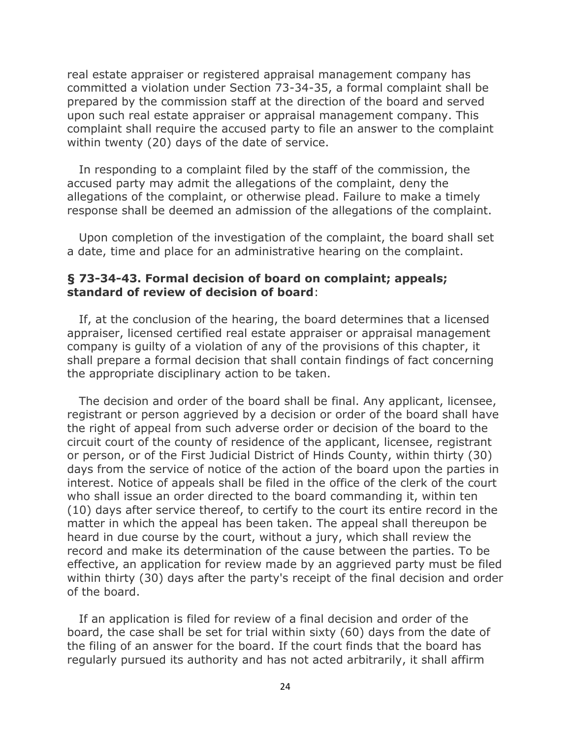real estate appraiser or registered appraisal management company has committed a violation under Section 73-34-35, a formal complaint shall be prepared by the commission staff at the direction of the board and served upon such real estate appraiser or appraisal management company. This complaint shall require the accused party to file an answer to the complaint within twenty (20) days of the date of service.

In responding to a complaint filed by the staff of the commission, the accused party may admit the allegations of the complaint, deny the allegations of the complaint, or otherwise plead. Failure to make a timely response shall be deemed an admission of the allegations of the complaint.

Upon completion of the investigation of the complaint, the board shall set a date, time and place for an administrative hearing on the complaint.

**§ 73-34-43. Formal decision of board on complaint; appeals; standard of review of decision of board**:

If, at the conclusion of the hearing, the board determines that a licensed appraiser, licensed certified real estate appraiser or appraisal management company is guilty of a violation of any of the provisions of this chapter, it shall prepare a formal decision that shall contain findings of fact concerning the appropriate disciplinary action to be taken.

The decision and order of the board shall be final. Any applicant, licensee, registrant or person aggrieved by a decision or order of the board shall have the right of appeal from such adverse order or decision of the board to the circuit court of the county of residence of the applicant, licensee, registrant or person, or of the First Judicial District of Hinds County, within thirty (30) days from the service of notice of the action of the board upon the parties in interest. Notice of appeals shall be filed in the office of the clerk of the court who shall issue an order directed to the board commanding it, within ten (10) days after service thereof, to certify to the court its entire record in the matter in which the appeal has been taken. The appeal shall thereupon be heard in due course by the court, without a jury, which shall review the record and make its determination of the cause between the parties. To be effective, an application for review made by an aggrieved party must be filed within thirty (30) days after the party's receipt of the final decision and order of the board.

If an application is filed for review of a final decision and order of the board, the case shall be set for trial within sixty (60) days from the date of the filing of an answer for the board. If the court finds that the board has regularly pursued its authority and has not acted arbitrarily, it shall affirm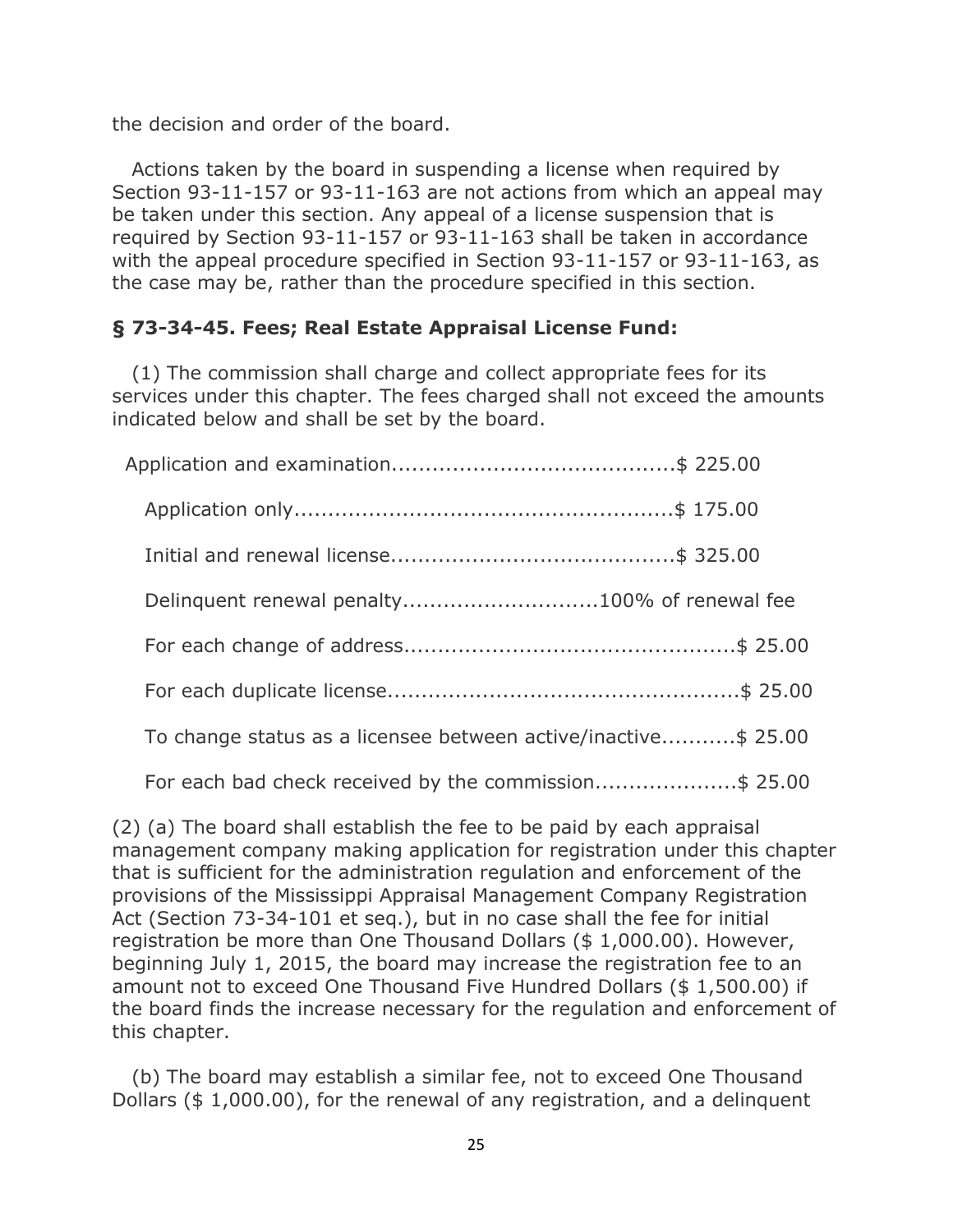the decision and order of the board.

Actions taken by the board in suspending a license when required by Section 93-11-157 or 93-11-163 are not actions from which an appeal may be taken under this section. Any appeal of a license suspension that is required by Section 93-11-157 or 93-11-163 shall be taken in accordance with the appeal procedure specified in Section 93-11-157 or 93-11-163, as the case may be, rather than the procedure specified in this section.

**§ 73-34-45. Fees; Real Estate Appraisal License Fund:**

(1) The commission shall charge and collect appropriate fees for its services under this chapter. The fees charged shall not exceed the amounts indicated below and shall be set by the board.

Application and examination..........................................$ 225.00

Application only.......................................................$ 175.00

Initial and renewal license.........................................$ 325.00

Delinquent renewal penalty............................100% of renewal fee

For each change of address................................................$ 25.00

For each duplicate license..................................................$ 25.00

To change status as a licensee between active/inactive...........$ 25.00

For each bad check received by the commission.....................$ 25.00

(2) (a) The board shall establish the fee to be paid by each appraisal management company making application for registration under this chapter that is sufficient for the administration regulation and enforcement of the provisions of the Mississippi Appraisal Management Company Registration Act (Section 73-34-101 et seq.), but in no case shall the fee for initial registration be more than One Thousand Dollars ($ 1,000.00). However, beginning July 1, 2015, the board may increase the registration fee to an amount not to exceed One Thousand Five Hundred Dollars ($ 1,500.00) if the board finds the increase necessary for the regulation and enforcement of this chapter.

(b) The board may establish a similar fee, not to exceed One Thousand Dollars ($ 1,000.00), for the renewal of any registration, and a delinquent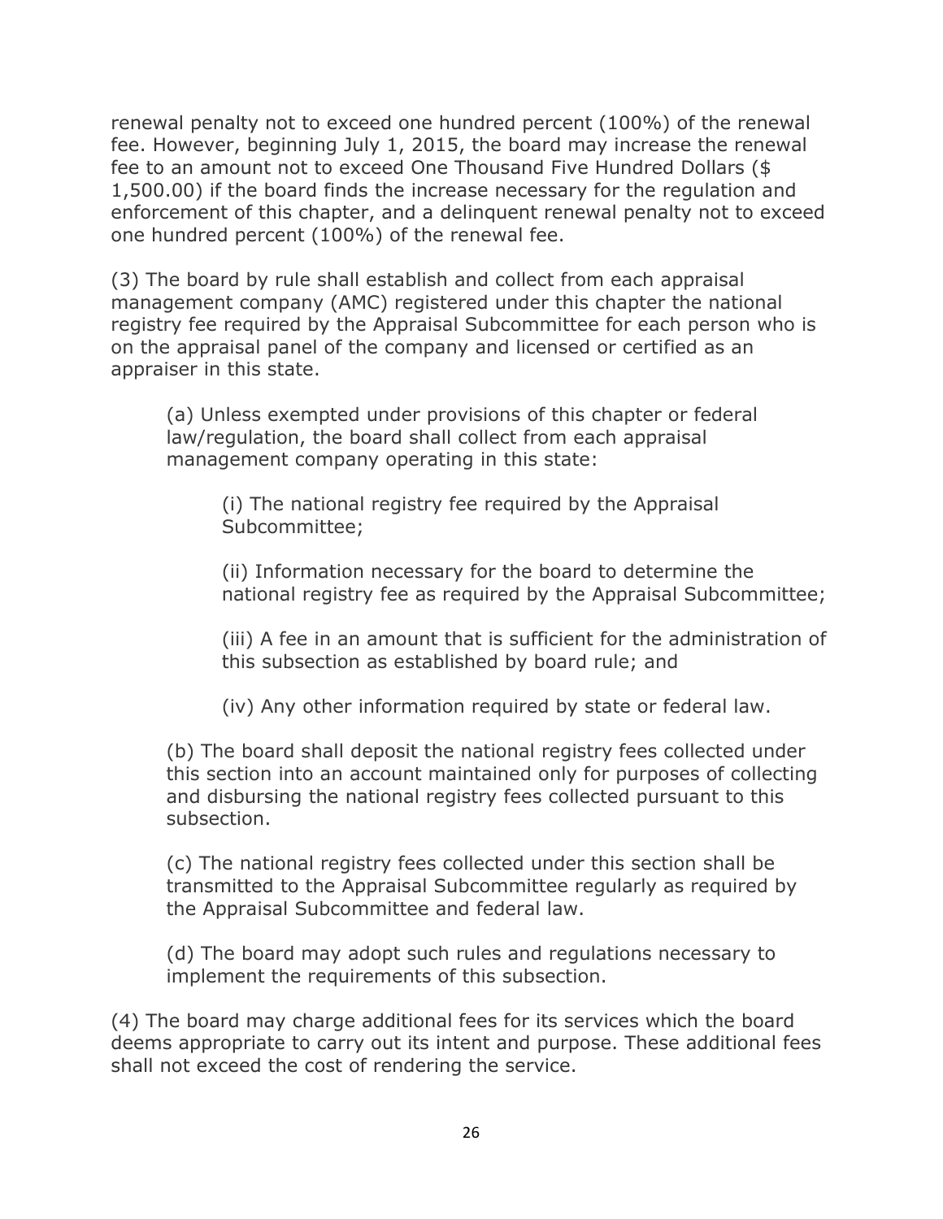renewal penalty not to exceed one hundred percent (100%) of the renewal fee. However, beginning July 1, 2015, the board may increase the renewal fee to an amount not to exceed One Thousand Five Hundred Dollars ($ 1,500.00) if the board finds the increase necessary for the regulation and enforcement of this chapter, and a delinquent renewal penalty not to exceed one hundred percent (100%) of the renewal fee.

(3) The board by rule shall establish and collect from each appraisal management company (AMC) registered under this chapter the national registry fee required by the Appraisal Subcommittee for each person who is on the appraisal panel of the company and licensed or certified as an appraiser in this state.

> (a) Unless exempted under provisions of this chapter or federal law/regulation, the board shall collect from each appraisal management company operating in this state:
>
> > (i) The national registry fee required by the Appraisal Subcommittee;
> >
> > (ii) Information necessary for the board to determine the national registry fee as required by the Appraisal Subcommittee;
> >
> > (iii) A fee in an amount that is sufficient for the administration of this subsection as established by board rule; and
> >
> > (iv) Any other information required by state or federal law.
>
> (b) The board shall deposit the national registry fees collected under this section into an account maintained only for purposes of collecting and disbursing the national registry fees collected pursuant to this subsection.
>
> (c) The national registry fees collected under this section shall be transmitted to the Appraisal Subcommittee regularly as required by the Appraisal Subcommittee and federal law.
>
> (d) The board may adopt such rules and regulations necessary to implement the requirements of this subsection.

(4) The board may charge additional fees for its services which the board deems appropriate to carry out its intent and purpose. These additional fees shall not exceed the cost of rendering the service.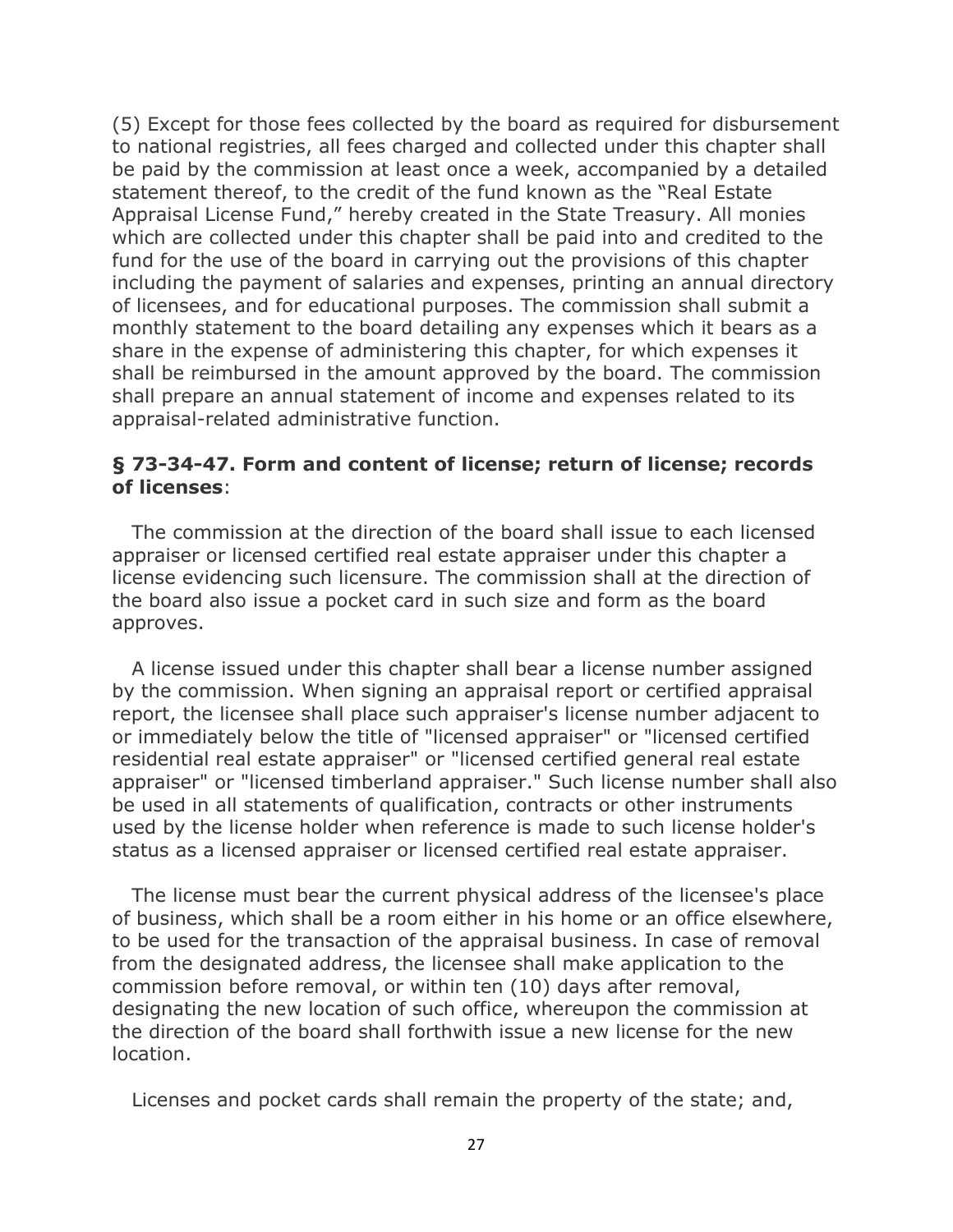(5) Except for those fees collected by the board as required for disbursement to national registries, all fees charged and collected under this chapter shall be paid by the commission at least once a week, accompanied by a detailed statement thereof, to the credit of the fund known as the "Real Estate Appraisal License Fund," hereby created in the State Treasury. All monies which are collected under this chapter shall be paid into and credited to the fund for the use of the board in carrying out the provisions of this chapter including the payment of salaries and expenses, printing an annual directory of licensees, and for educational purposes. The commission shall submit a monthly statement to the board detailing any expenses which it bears as a share in the expense of administering this chapter, for which expenses it shall be reimbursed in the amount approved by the board. The commission shall prepare an annual statement of income and expenses related to its appraisal-related administrative function.

**§ 73-34-47. Form and content of license; return of license; records of licenses**:

The commission at the direction of the board shall issue to each licensed appraiser or licensed certified real estate appraiser under this chapter a license evidencing such licensure. The commission shall at the direction of the board also issue a pocket card in such size and form as the board approves.

A license issued under this chapter shall bear a license number assigned by the commission. When signing an appraisal report or certified appraisal report, the licensee shall place such appraiser's license number adjacent to or immediately below the title of "licensed appraiser" or "licensed certified residential real estate appraiser" or "licensed certified general real estate appraiser" or "licensed timberland appraiser." Such license number shall also be used in all statements of qualification, contracts or other instruments used by the license holder when reference is made to such license holder's status as a licensed appraiser or licensed certified real estate appraiser.

The license must bear the current physical address of the licensee's place of business, which shall be a room either in his home or an office elsewhere, to be used for the transaction of the appraisal business. In case of removal from the designated address, the licensee shall make application to the commission before removal, or within ten (10) days after removal, designating the new location of such office, whereupon the commission at the direction of the board shall forthwith issue a new license for the new location.

Licenses and pocket cards shall remain the property of the state; and,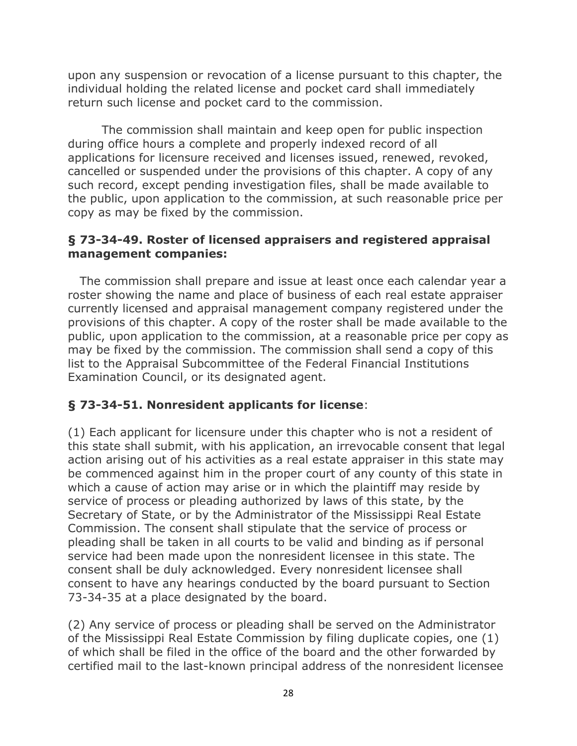upon any suspension or revocation of a license pursuant to this chapter, the individual holding the related license and pocket card shall immediately return such license and pocket card to the commission.

The commission shall maintain and keep open for public inspection during office hours a complete and properly indexed record of all applications for licensure received and licenses issued, renewed, revoked, cancelled or suspended under the provisions of this chapter. A copy of any such record, except pending investigation files, shall be made available to the public, upon application to the commission, at such reasonable price per copy as may be fixed by the commission.

**§ 73-34-49. Roster of licensed appraisers and registered appraisal management companies:**

The commission shall prepare and issue at least once each calendar year a roster showing the name and place of business of each real estate appraiser currently licensed and appraisal management company registered under the provisions of this chapter. A copy of the roster shall be made available to the public, upon application to the commission, at a reasonable price per copy as may be fixed by the commission. The commission shall send a copy of this list to the Appraisal Subcommittee of the Federal Financial Institutions Examination Council, or its designated agent.

**§ 73-34-51. Nonresident applicants for license**:

(1) Each applicant for licensure under this chapter who is not a resident of this state shall submit, with his application, an irrevocable consent that legal action arising out of his activities as a real estate appraiser in this state may be commenced against him in the proper court of any county of this state in which a cause of action may arise or in which the plaintiff may reside by service of process or pleading authorized by laws of this state, by the Secretary of State, or by the Administrator of the Mississippi Real Estate Commission. The consent shall stipulate that the service of process or pleading shall be taken in all courts to be valid and binding as if personal service had been made upon the nonresident licensee in this state. The consent shall be duly acknowledged. Every nonresident licensee shall consent to have any hearings conducted by the board pursuant to Section 73-34-35 at a place designated by the board.

(2) Any service of process or pleading shall be served on the Administrator of the Mississippi Real Estate Commission by filing duplicate copies, one (1) of which shall be filed in the office of the board and the other forwarded by certified mail to the last-known principal address of the nonresident licensee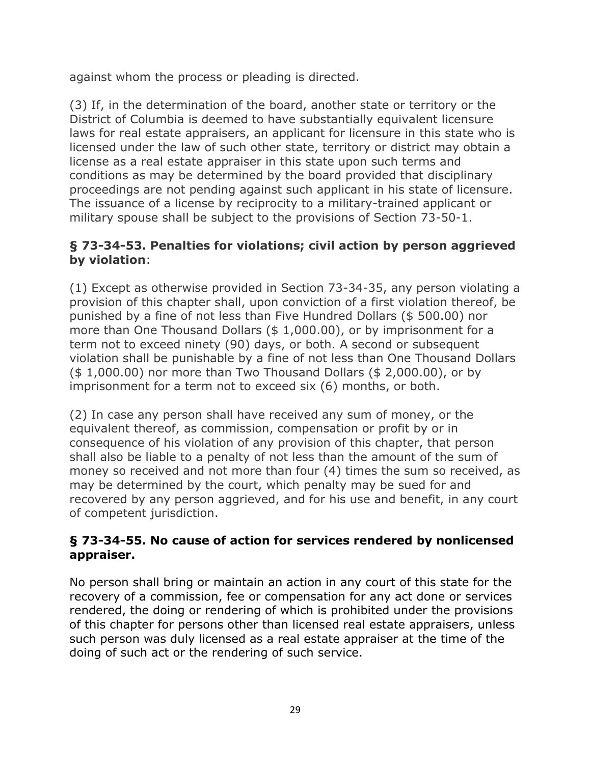against whom the process or pleading is directed.

(3) If, in the determination of the board, another state or territory or the District of Columbia is deemed to have substantially equivalent licensure laws for real estate appraisers, an applicant for licensure in this state who is licensed under the law of such other state, territory or district may obtain a license as a real estate appraiser in this state upon such terms and conditions as may be determined by the board provided that disciplinary proceedings are not pending against such applicant in his state of licensure. The issuance of a license by reciprocity to a military-trained applicant or military spouse shall be subject to the provisions of Section 73-50-1.

### § 73-34-53. Penalties for violations; civil action by person aggrieved by violation:

(1) Except as otherwise provided in Section 73-34-35, any person violating a provision of this chapter shall, upon conviction of a first violation thereof, be punished by a fine of not less than Five Hundred Dollars ($ 500.00) nor more than One Thousand Dollars ($ 1,000.00), or by imprisonment for a term not to exceed ninety (90) days, or both. A second or subsequent violation shall be punishable by a fine of not less than One Thousand Dollars ($ 1,000.00) nor more than Two Thousand Dollars ($ 2,000.00), or by imprisonment for a term not to exceed six (6) months, or both.

(2) In case any person shall have received any sum of money, or the equivalent thereof, as commission, compensation or profit by or in consequence of his violation of any provision of this chapter, that person shall also be liable to a penalty of not less than the amount of the sum of money so received and not more than four (4) times the sum so received, as may be determined by the court, which penalty may be sued for and recovered by any person aggrieved, and for his use and benefit, in any court of competent jurisdiction.

### § 73-34-55. No cause of action for services rendered by nonlicensed appraiser.

No person shall bring or maintain an action in any court of this state for the recovery of a commission, fee or compensation for any act done or services rendered, the doing or rendering of which is prohibited under the provisions of this chapter for persons other than licensed real estate appraisers, unless such person was duly licensed as a real estate appraiser at the time of the doing of such act or the rendering of such service.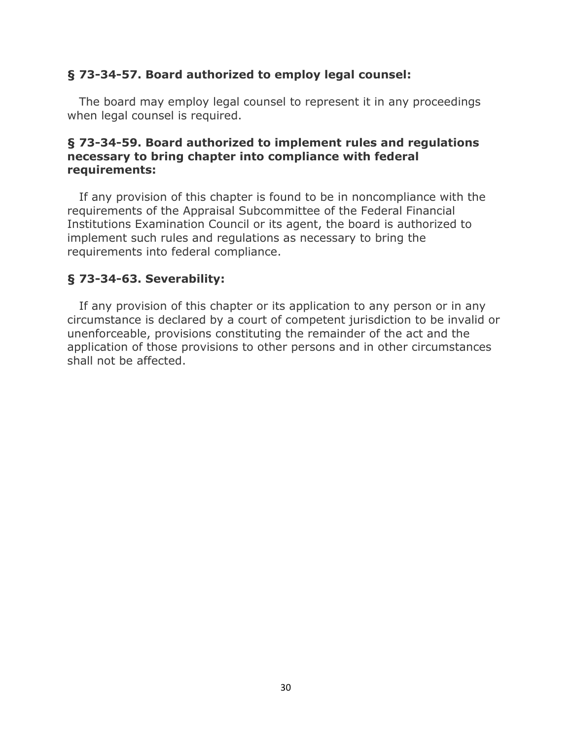### § 73-34-57. Board authorized to employ legal counsel:

The board may employ legal counsel to represent it in any proceedings when legal counsel is required.

### § 73-34-59. Board authorized to implement rules and regulations necessary to bring chapter into compliance with federal requirements:

If any provision of this chapter is found to be in noncompliance with the requirements of the Appraisal Subcommittee of the Federal Financial Institutions Examination Council or its agent, the board is authorized to implement such rules and regulations as necessary to bring the requirements into federal compliance.

### § 73-34-63. Severability:

If any provision of this chapter or its application to any person or in any circumstance is declared by a court of competent jurisdiction to be invalid or unenforceable, provisions constituting the remainder of the act and the application of those provisions to other persons and in other circumstances shall not be affected.